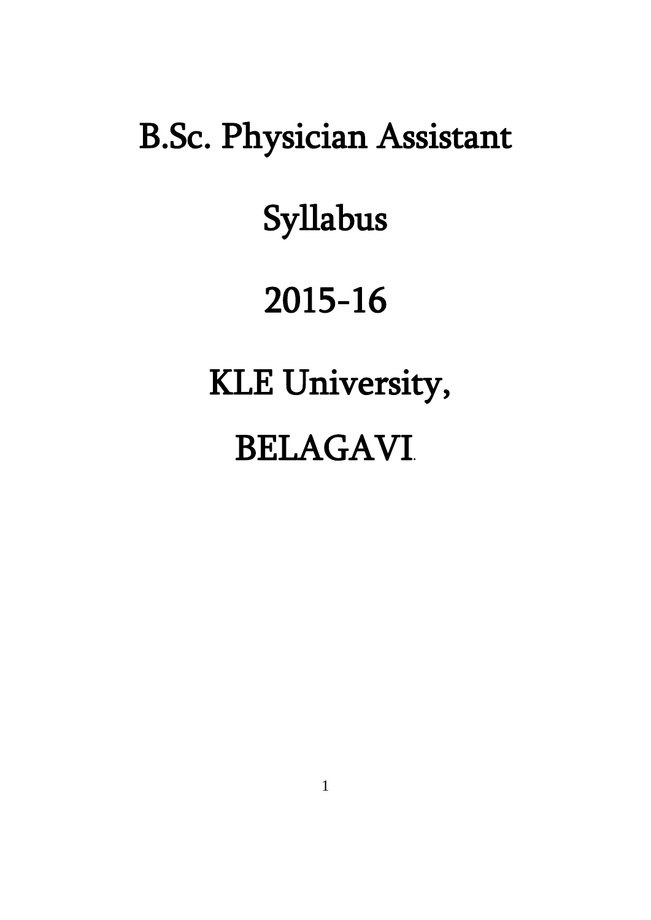# B.Sc. Physician Assistant

# Syllabus

# 2015-16

# KLE University,

# BELAGAVI.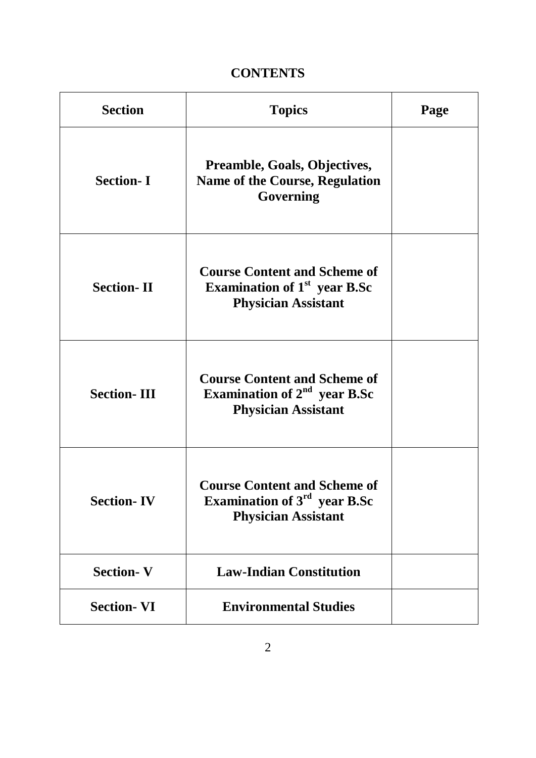# CONTENTS

| Section | Topics | Page |
|---|---|---|
| Section- I | Preamble, Goals, Objectives, Name of the Course, Regulation Governing | |
| Section- II | Course Content and Scheme of Examination of 1st year B.Sc Physician Assistant | |
| Section- III | Course Content and Scheme of Examination of 2nd year B.Sc Physician Assistant | |
| Section- IV | Course Content and Scheme of Examination of 3rd year B.Sc Physician Assistant | |
| Section- V | Law-Indian Constitution | |
| Section- VI | Environmental Studies | |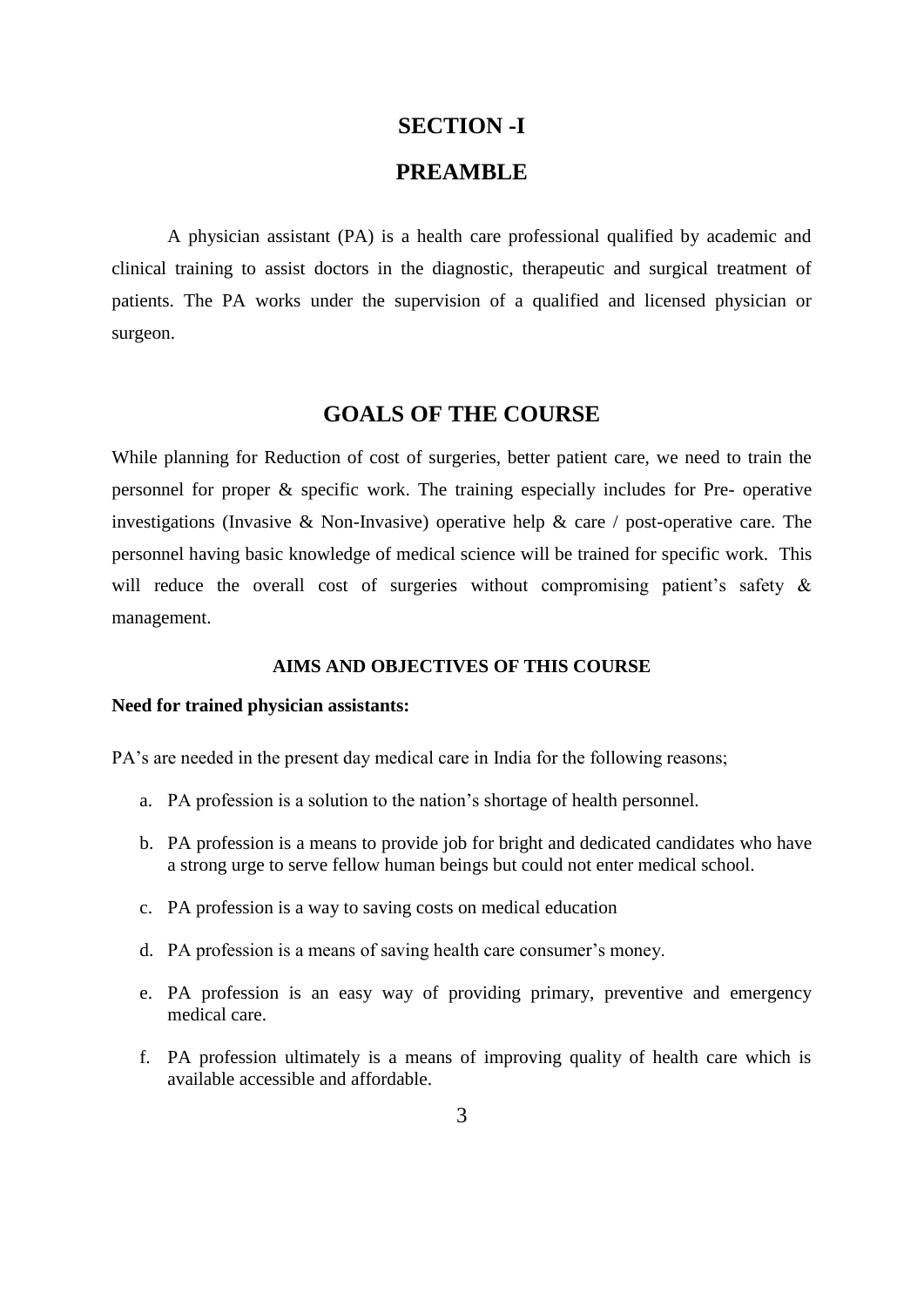# SECTION -I

# PREAMBLE

A physician assistant (PA) is a health care professional qualified by academic and clinical training to assist doctors in the diagnostic, therapeutic and surgical treatment of patients. The PA works under the supervision of a qualified and licensed physician or surgeon.

## GOALS OF THE COURSE

While planning for Reduction of cost of surgeries, better patient care, we need to train the personnel for proper & specific work. The training especially includes for Pre- operative investigations (Invasive & Non-Invasive) operative help & care / post-operative care. The personnel having basic knowledge of medical science will be trained for specific work. This will reduce the overall cost of surgeries without compromising patient's safety & management.

### AIMS AND OBJECTIVES OF THIS COURSE

**Need for trained physician assistants:**

PA's are needed in the present day medical care in India for the following reasons;

a. PA profession is a solution to the nation's shortage of health personnel.

b. PA profession is a means to provide job for bright and dedicated candidates who have a strong urge to serve fellow human beings but could not enter medical school.

c. PA profession is a way to saving costs on medical education

d. PA profession is a means of saving health care consumer's money.

e. PA profession is an easy way of providing primary, preventive and emergency medical care.

f. PA profession ultimately is a means of improving quality of health care which is available accessible and affordable.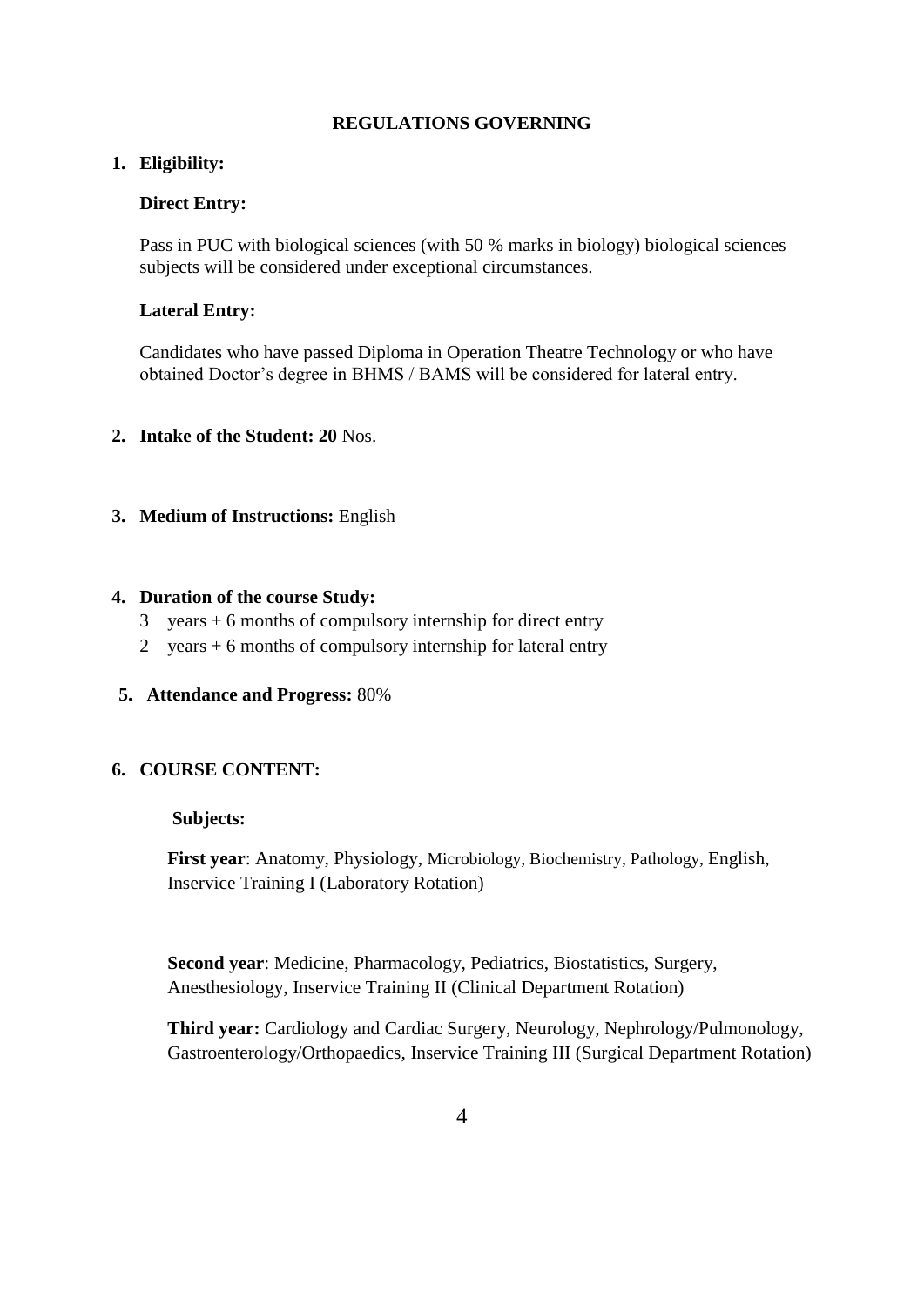# REGULATIONS GOVERNING

**1. Eligibility:**

**Direct Entry:**

Pass in PUC with biological sciences (with 50 % marks in biology) biological sciences subjects will be considered under exceptional circumstances.

**Lateral Entry:**

Candidates who have passed Diploma in Operation Theatre Technology or who have obtained Doctor's degree in BHMS / BAMS will be considered for lateral entry.

**2. Intake of the Student: 20** Nos.

**3. Medium of Instructions:** English

**4. Duration of the course Study:**

3 years + 6 months of compulsory internship for direct entry

2 years + 6 months of compulsory internship for lateral entry

**5. Attendance and Progress:** 80%

**6. COURSE CONTENT:**

**Subjects:**

**First year**: Anatomy, Physiology, Microbiology, Biochemistry, Pathology, English, Inservice Training I (Laboratory Rotation)

**Second year**: Medicine, Pharmacology, Pediatrics, Biostatistics, Surgery, Anesthesiology, Inservice Training II (Clinical Department Rotation)

**Third year:** Cardiology and Cardiac Surgery, Neurology, Nephrology/Pulmonology, Gastroenterology/Orthopaedics, Inservice Training III (Surgical Department Rotation)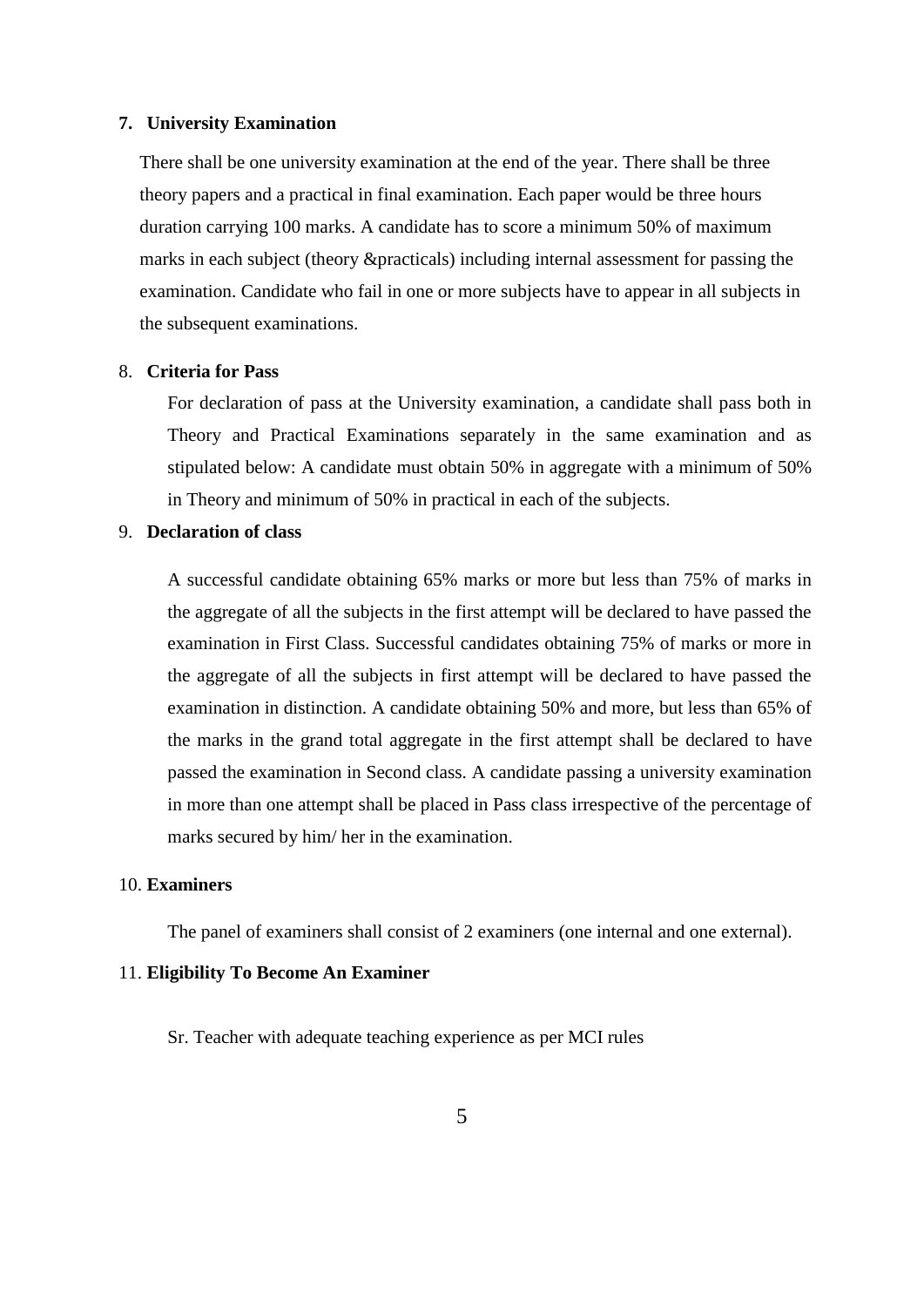**7. University Examination**

There shall be one university examination at the end of the year. There shall be three theory papers and a practical in final examination. Each paper would be three hours duration carrying 100 marks. A candidate has to score a minimum 50% of maximum marks in each subject (theory &practicals) including internal assessment for passing the examination. Candidate who fail in one or more subjects have to appear in all subjects in the subsequent examinations.

8. **Criteria for Pass**

For declaration of pass at the University examination, a candidate shall pass both in Theory and Practical Examinations separately in the same examination and as stipulated below: A candidate must obtain 50% in aggregate with a minimum of 50% in Theory and minimum of 50% in practical in each of the subjects.

9. **Declaration of class**

A successful candidate obtaining 65% marks or more but less than 75% of marks in the aggregate of all the subjects in the first attempt will be declared to have passed the examination in First Class. Successful candidates obtaining 75% of marks or more in the aggregate of all the subjects in first attempt will be declared to have passed the examination in distinction. A candidate obtaining 50% and more, but less than 65% of the marks in the grand total aggregate in the first attempt shall be declared to have passed the examination in Second class. A candidate passing a university examination in more than one attempt shall be placed in Pass class irrespective of the percentage of marks secured by him/ her in the examination.

10. **Examiners**

The panel of examiners shall consist of 2 examiners (one internal and one external).

11. **Eligibility To Become An Examiner**

Sr. Teacher with adequate teaching experience as per MCI rules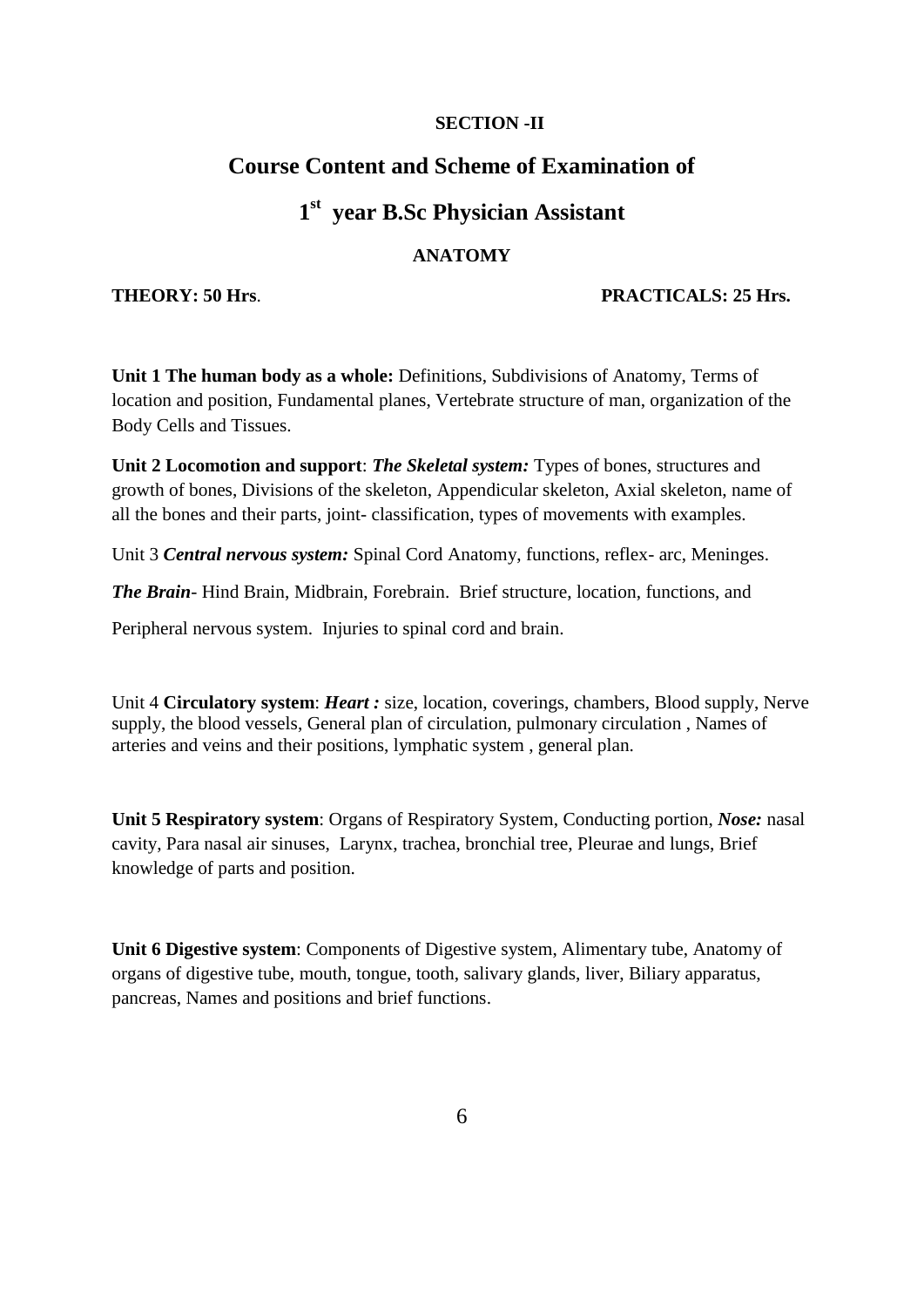**SECTION -II**

## Course Content and Scheme of Examination of

## 1st year B.Sc Physician Assistant

### ANATOMY

**THEORY: 50 Hrs**. **PRACTICALS: 25 Hrs.**

**Unit 1 The human body as a whole:** Definitions, Subdivisions of Anatomy, Terms of location and position, Fundamental planes, Vertebrate structure of man, organization of the Body Cells and Tissues.

**Unit 2 Locomotion and support**: ***The Skeletal system:*** Types of bones, structures and growth of bones, Divisions of the skeleton, Appendicular skeleton, Axial skeleton, name of all the bones and their parts, joint- classification, types of movements with examples.

Unit 3 ***Central nervous system:*** Spinal Cord Anatomy, functions, reflex- arc, Meninges.

***The Brain***- Hind Brain, Midbrain, Forebrain. Brief structure, location, functions, and

Peripheral nervous system. Injuries to spinal cord and brain.

Unit 4 **Circulatory system**: ***Heart :*** size, location, coverings, chambers, Blood supply, Nerve supply, the blood vessels, General plan of circulation, pulmonary circulation , Names of arteries and veins and their positions, lymphatic system , general plan.

**Unit 5 Respiratory system**: Organs of Respiratory System, Conducting portion, ***Nose:*** nasal cavity, Para nasal air sinuses, Larynx, trachea, bronchial tree, Pleurae and lungs, Brief knowledge of parts and position.

**Unit 6 Digestive system**: Components of Digestive system, Alimentary tube, Anatomy of organs of digestive tube, mouth, tongue, tooth, salivary glands, liver, Biliary apparatus, pancreas, Names and positions and brief functions.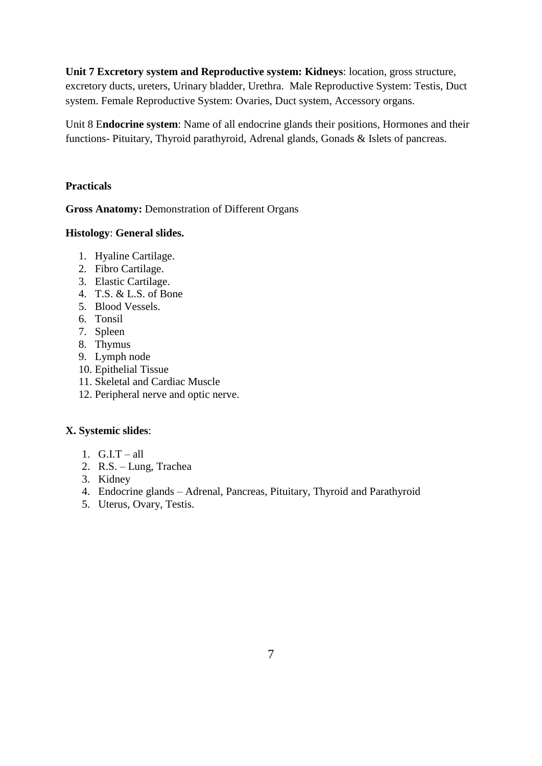**Unit 7 Excretory system and Reproductive system: Kidneys**: location, gross structure, excretory ducts, ureters, Urinary bladder, Urethra. Male Reproductive System: Testis, Duct system. Female Reproductive System: Ovaries, Duct system, Accessory organs.

Unit 8 E**ndocrine system**: Name of all endocrine glands their positions, Hormones and their functions- Pituitary, Thyroid parathyroid, Adrenal glands, Gonads & Islets of pancreas.

**Practicals**

**Gross Anatomy:** Demonstration of Different Organs

**Histology**: **General slides.**

1. Hyaline Cartilage.
2. Fibro Cartilage.
3. Elastic Cartilage.
4. T.S. & L.S. of Bone
5. Blood Vessels.
6. Tonsil
7. Spleen
8. Thymus
9. Lymph node
10. Epithelial Tissue
11. Skeletal and Cardiac Muscle
12. Peripheral nerve and optic nerve.

**X. Systemic slides**:

1. G.I.T – all
2. R.S. – Lung, Trachea
3. Kidney
4. Endocrine glands – Adrenal, Pancreas, Pituitary, Thyroid and Parathyroid
5. Uterus, Ovary, Testis.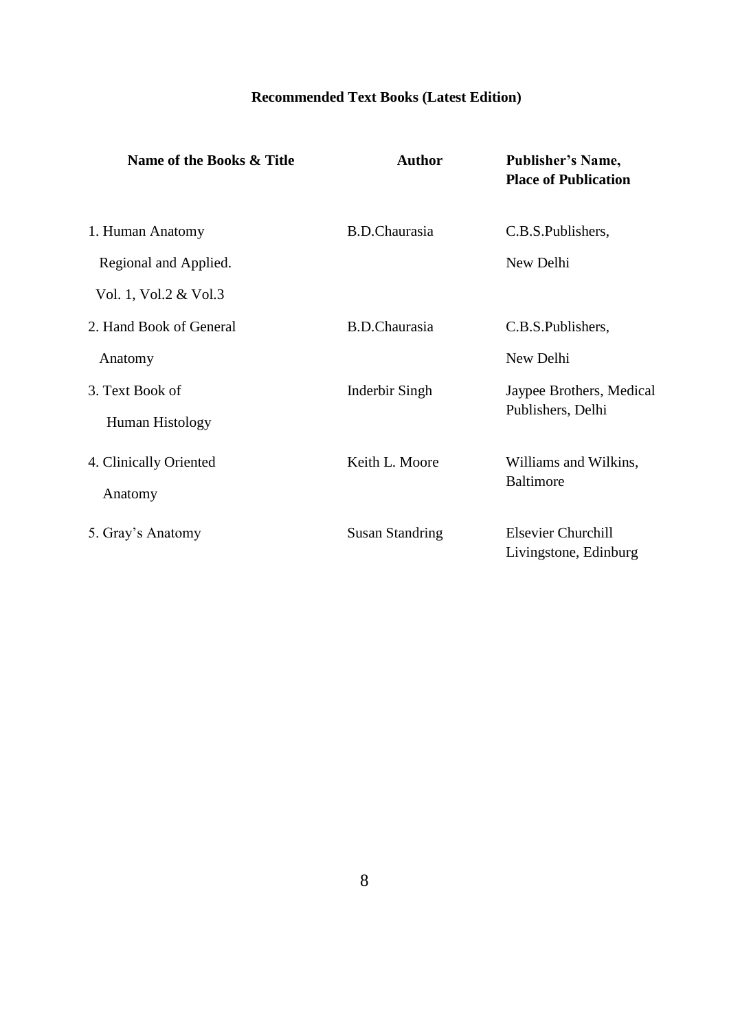## Recommended Text Books (Latest Edition)

| Name of the Books & Title | Author | Publisher's Name, Place of Publication |
|---|---|---|
| 1. Human Anatomy Regional and Applied. Vol. 1, Vol.2 & Vol.3 | B.D.Chaurasia | C.B.S.Publishers, New Delhi |
| 2. Hand Book of General Anatomy | B.D.Chaurasia | C.B.S.Publishers, New Delhi |
| 3. Text Book of Human Histology | Inderbir Singh | Jaypee Brothers, Medical Publishers, Delhi |
| 4. Clinically Oriented Anatomy | Keith L. Moore | Williams and Wilkins, Baltimore |
| 5. Gray's Anatomy | Susan Standring | Elsevier Churchill Livingstone, Edinburg |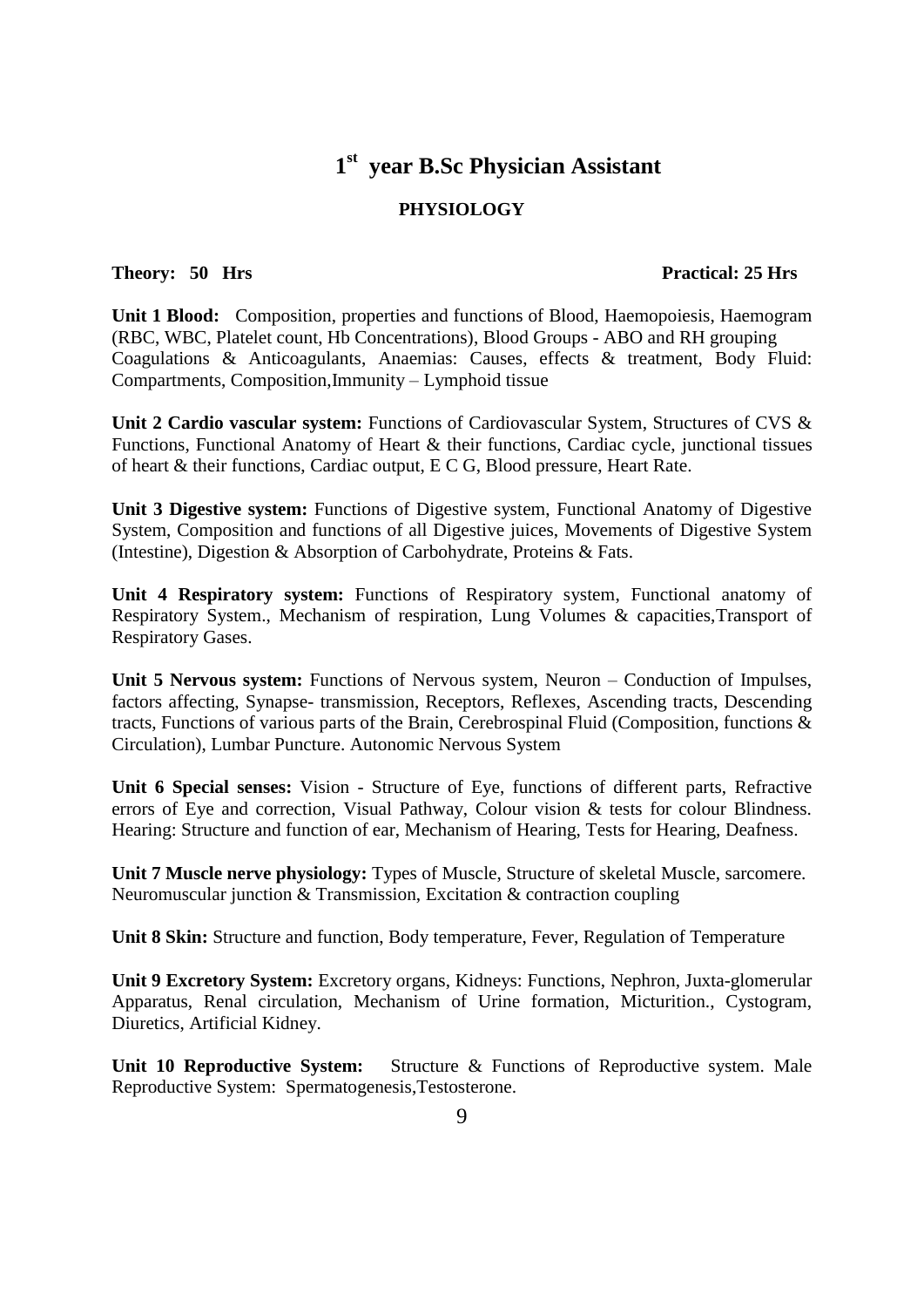# 1st year B.Sc Physician Assistant

## PHYSIOLOGY

**Theory: 50 Hrs** **Practical: 25 Hrs**

**Unit 1 Blood:** Composition, properties and functions of Blood, Haemopoiesis, Haemogram (RBC, WBC, Platelet count, Hb Concentrations), Blood Groups - ABO and RH grouping Coagulations & Anticoagulants, Anaemias: Causes, effects & treatment, Body Fluid: Compartments, Composition,Immunity – Lymphoid tissue

**Unit 2 Cardio vascular system:** Functions of Cardiovascular System, Structures of CVS & Functions, Functional Anatomy of Heart & their functions, Cardiac cycle, junctional tissues of heart & their functions, Cardiac output, E C G, Blood pressure, Heart Rate.

**Unit 3 Digestive system:** Functions of Digestive system, Functional Anatomy of Digestive System, Composition and functions of all Digestive juices, Movements of Digestive System (Intestine), Digestion & Absorption of Carbohydrate, Proteins & Fats.

**Unit 4 Respiratory system:** Functions of Respiratory system, Functional anatomy of Respiratory System., Mechanism of respiration, Lung Volumes & capacities,Transport of Respiratory Gases.

**Unit 5 Nervous system:** Functions of Nervous system, Neuron – Conduction of Impulses, factors affecting, Synapse- transmission, Receptors, Reflexes, Ascending tracts, Descending tracts, Functions of various parts of the Brain, Cerebrospinal Fluid (Composition, functions & Circulation), Lumbar Puncture. Autonomic Nervous System

**Unit 6 Special senses:** Vision - Structure of Eye, functions of different parts, Refractive errors of Eye and correction, Visual Pathway, Colour vision & tests for colour Blindness. Hearing: Structure and function of ear, Mechanism of Hearing, Tests for Hearing, Deafness.

**Unit 7 Muscle nerve physiology:** Types of Muscle, Structure of skeletal Muscle, sarcomere. Neuromuscular junction & Transmission, Excitation & contraction coupling

**Unit 8 Skin:** Structure and function, Body temperature, Fever, Regulation of Temperature

**Unit 9 Excretory System:** Excretory organs, Kidneys: Functions, Nephron, Juxta-glomerular Apparatus, Renal circulation, Mechanism of Urine formation, Micturition., Cystogram, Diuretics, Artificial Kidney.

**Unit 10 Reproductive System:** Structure & Functions of Reproductive system. Male Reproductive System: Spermatogenesis,Testosterone.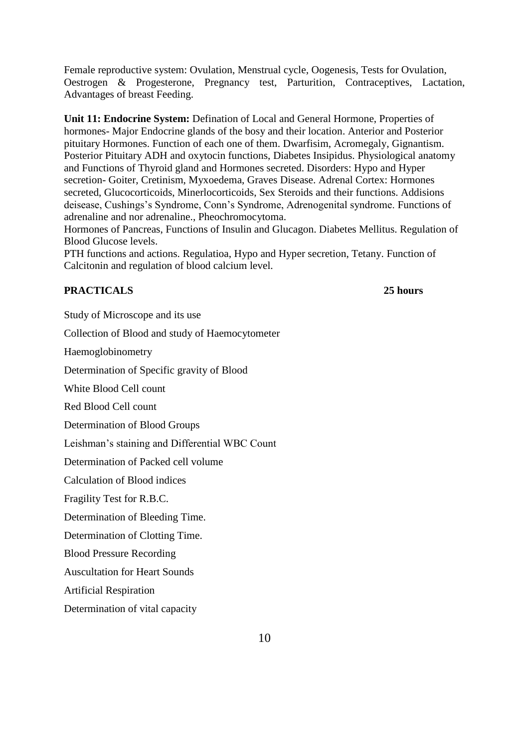Female reproductive system: Ovulation, Menstrual cycle, Oogenesis, Tests for Ovulation, Oestrogen & Progesterone, Pregnancy test, Parturition, Contraceptives, Lactation, Advantages of breast Feeding.

**Unit 11: Endocrine System:** Defination of Local and General Hormone, Properties of hormones- Major Endocrine glands of the bosy and their location. Anterior and Posterior pituitary Hormones. Function of each one of them. Dwarfisim, Acromegaly, Gignantism. Posterior Pituitary ADH and oxytocin functions, Diabetes Insipidus. Physiological anatomy and Functions of Thyroid gland and Hormones secreted. Disorders: Hypo and Hyper secretion- Goiter, Cretinism, Myxoedema, Graves Disease. Adrenal Cortex: Hormones secreted, Glucocorticoids, Minerlocorticoids, Sex Steroids and their functions. Addisions deisease, Cushings's Syndrome, Conn's Syndrome, Adrenogenital syndrome. Functions of adrenaline and nor adrenaline., Pheochromocytoma.

Hormones of Pancreas, Functions of Insulin and Glucagon. Diabetes Mellitus. Regulation of Blood Glucose levels.

PTH functions and actions. Regulatioa, Hypo and Hyper secretion, Tetany. Function of Calcitonin and regulation of blood calcium level.

**PRACTICALS** **25 hours**

Study of Microscope and its use

Collection of Blood and study of Haemocytometer

Haemoglobinometry

Determination of Specific gravity of Blood

White Blood Cell count

Red Blood Cell count

Determination of Blood Groups

Leishman's staining and Differential WBC Count

Determination of Packed cell volume

Calculation of Blood indices

Fragility Test for R.B.C.

Determination of Bleeding Time.

Determination of Clotting Time.

Blood Pressure Recording

Auscultation for Heart Sounds

Artificial Respiration

Determination of vital capacity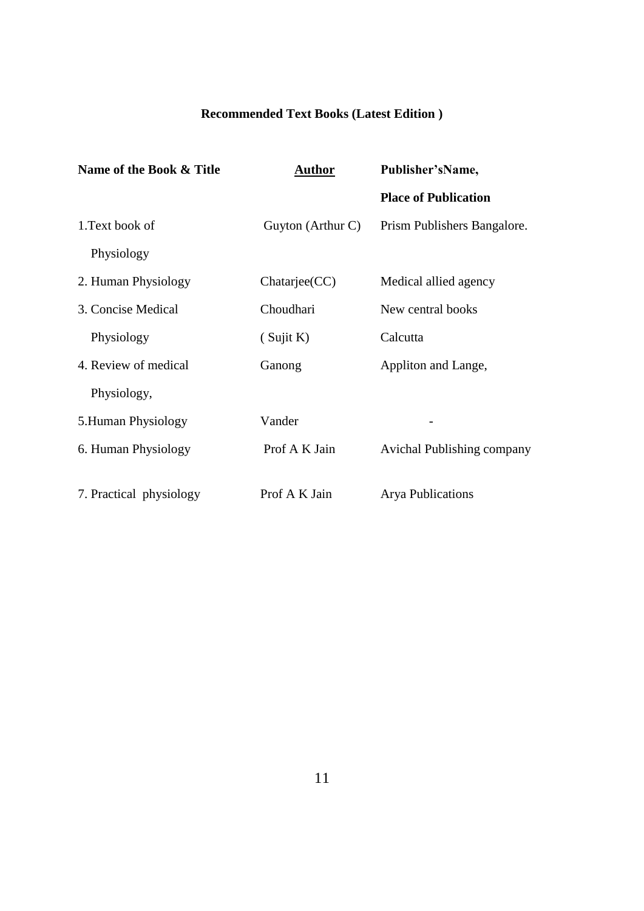**Recommended Text Books (Latest Edition )**

| Name of the Book & Title | Author | Publisher'sName, Place of Publication |
|---|---|---|
| 1.Text book of Physiology | Guyton (Arthur C) | Prism Publishers Bangalore. |
| 2. Human Physiology | Chatarjee(CC) | Medical allied agency |
| 3. Concise Medical Physiology | Choudhari ( Sujit K) | New central books Calcutta |
| 4. Review of medical Physiology, | Ganong | Appliton and Lange, |
| 5.Human Physiology | Vander | - |
| 6. Human Physiology | Prof A K Jain | Avichal Publishing company |
| 7. Practical physiology | Prof A K Jain | Arya Publications |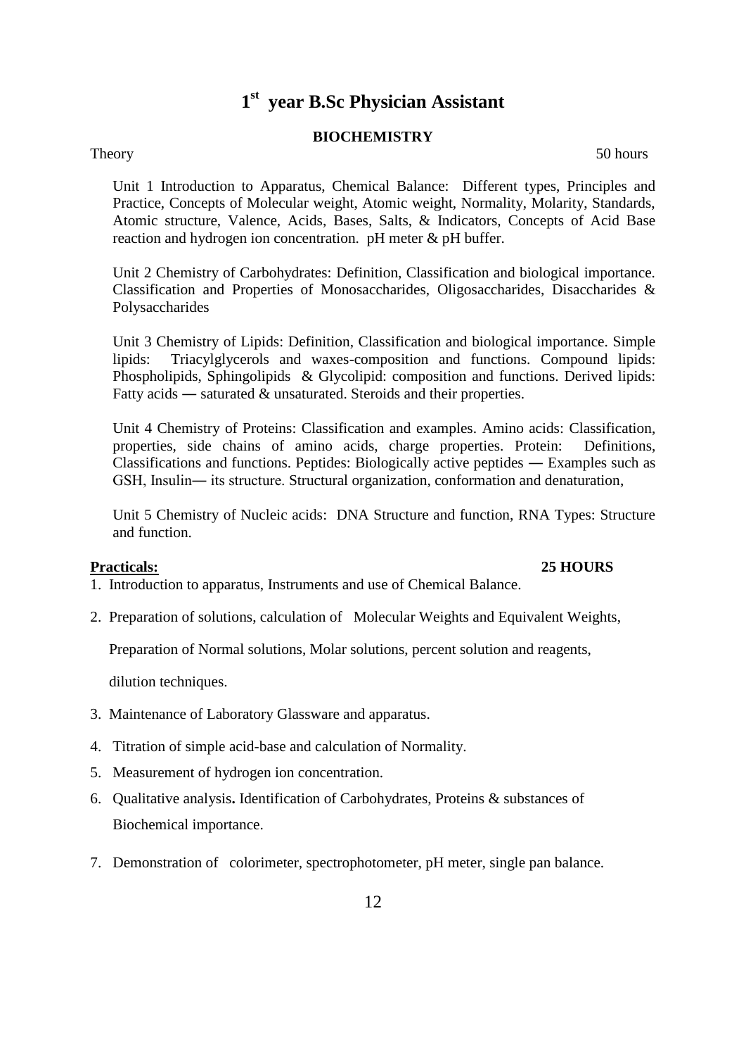# 1st year B.Sc Physician Assistant

## BIOCHEMISTRY

Theory 50 hours

Unit 1 Introduction to Apparatus, Chemical Balance: Different types, Principles and Practice, Concepts of Molecular weight, Atomic weight, Normality, Molarity, Standards, Atomic structure, Valence, Acids, Bases, Salts, & Indicators, Concepts of Acid Base reaction and hydrogen ion concentration. pH meter & pH buffer.

Unit 2 Chemistry of Carbohydrates: Definition, Classification and biological importance. Classification and Properties of Monosaccharides, Oligosaccharides, Disaccharides & Polysaccharides

Unit 3 Chemistry of Lipids: Definition, Classification and biological importance. Simple lipids: Triacylglycerols and waxes-composition and functions. Compound lipids: Phospholipids, Sphingolipids & Glycolipid: composition and functions. Derived lipids: Fatty acids — saturated & unsaturated. Steroids and their properties.

Unit 4 Chemistry of Proteins: Classification and examples. Amino acids: Classification, properties, side chains of amino acids, charge properties. Protein: Definitions, Classifications and functions. Peptides: Biologically active peptides — Examples such as GSH, Insulin— its structure. Structural organization, conformation and denaturation,

Unit 5 Chemistry of Nucleic acids: DNA Structure and function, RNA Types: Structure and function.

**Practicals:** **25 HOURS**

1. Introduction to apparatus, Instruments and use of Chemical Balance.
2. Preparation of solutions, calculation of Molecular Weights and Equivalent Weights, Preparation of Normal solutions, Molar solutions, percent solution and reagents, dilution techniques.
3. Maintenance of Laboratory Glassware and apparatus.
4. Titration of simple acid-base and calculation of Normality.
5. Measurement of hydrogen ion concentration.
6. Qualitative analysis**.** Identification of Carbohydrates, Proteins & substances of Biochemical importance.
7. Demonstration of colorimeter, spectrophotometer, pH meter, single pan balance.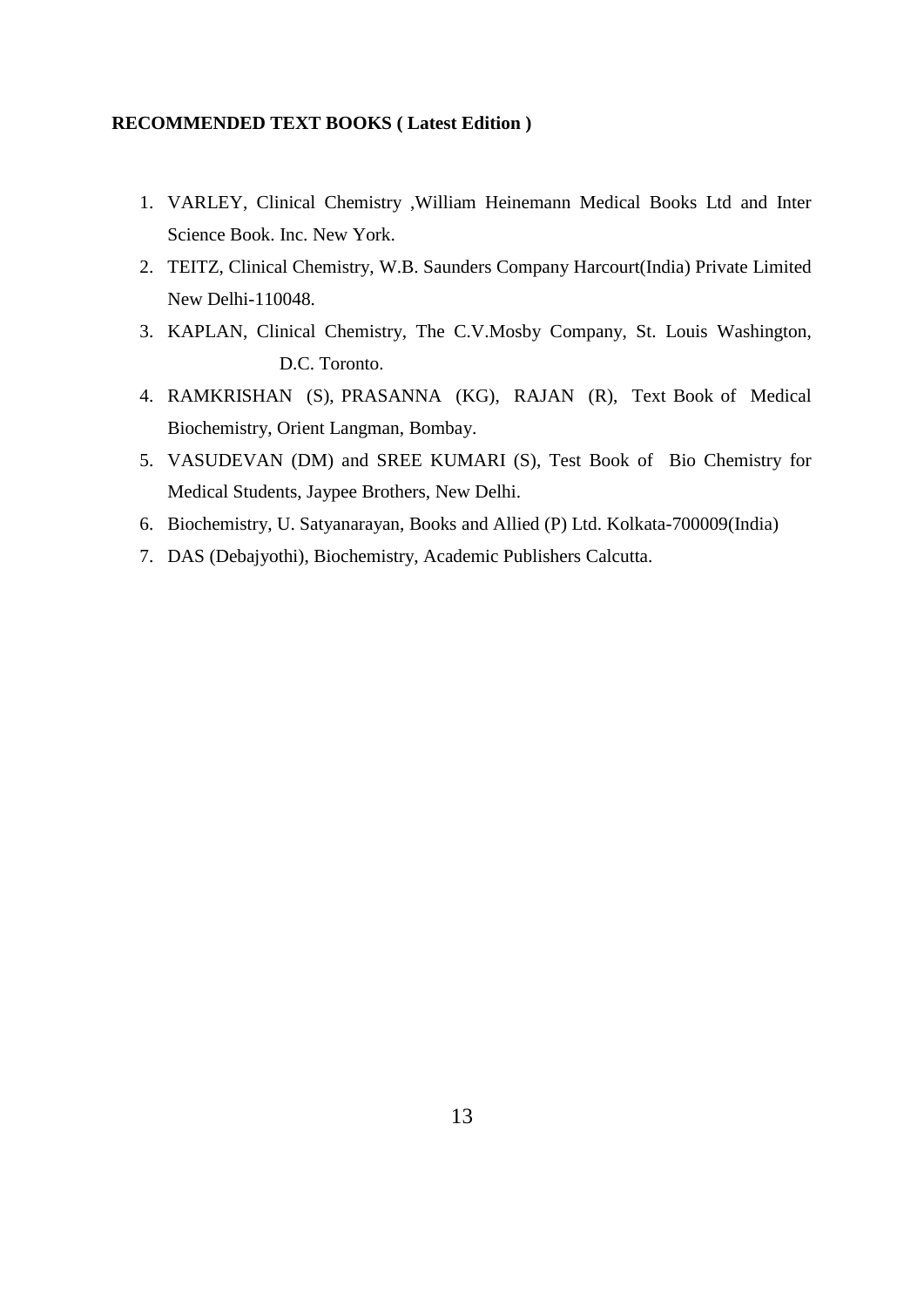**RECOMMENDED TEXT BOOKS ( Latest Edition )**

1. VARLEY, Clinical Chemistry ,William Heinemann Medical Books Ltd and Inter Science Book. Inc. New York.
2. TEITZ, Clinical Chemistry, W.B. Saunders Company Harcourt(India) Private Limited New Delhi-110048.
3. KAPLAN, Clinical Chemistry, The C.V.Mosby Company, St. Louis Washington, D.C. Toronto.
4. RAMKRISHAN (S), PRASANNA (KG), RAJAN (R), Text Book of Medical Biochemistry, Orient Langman, Bombay.
5. VASUDEVAN (DM) and SREE KUMARI (S), Test Book of Bio Chemistry for Medical Students, Jaypee Brothers, New Delhi.
6. Biochemistry, U. Satyanarayan, Books and Allied (P) Ltd. Kolkata-700009(India)
7. DAS (Debajyothi), Biochemistry, Academic Publishers Calcutta.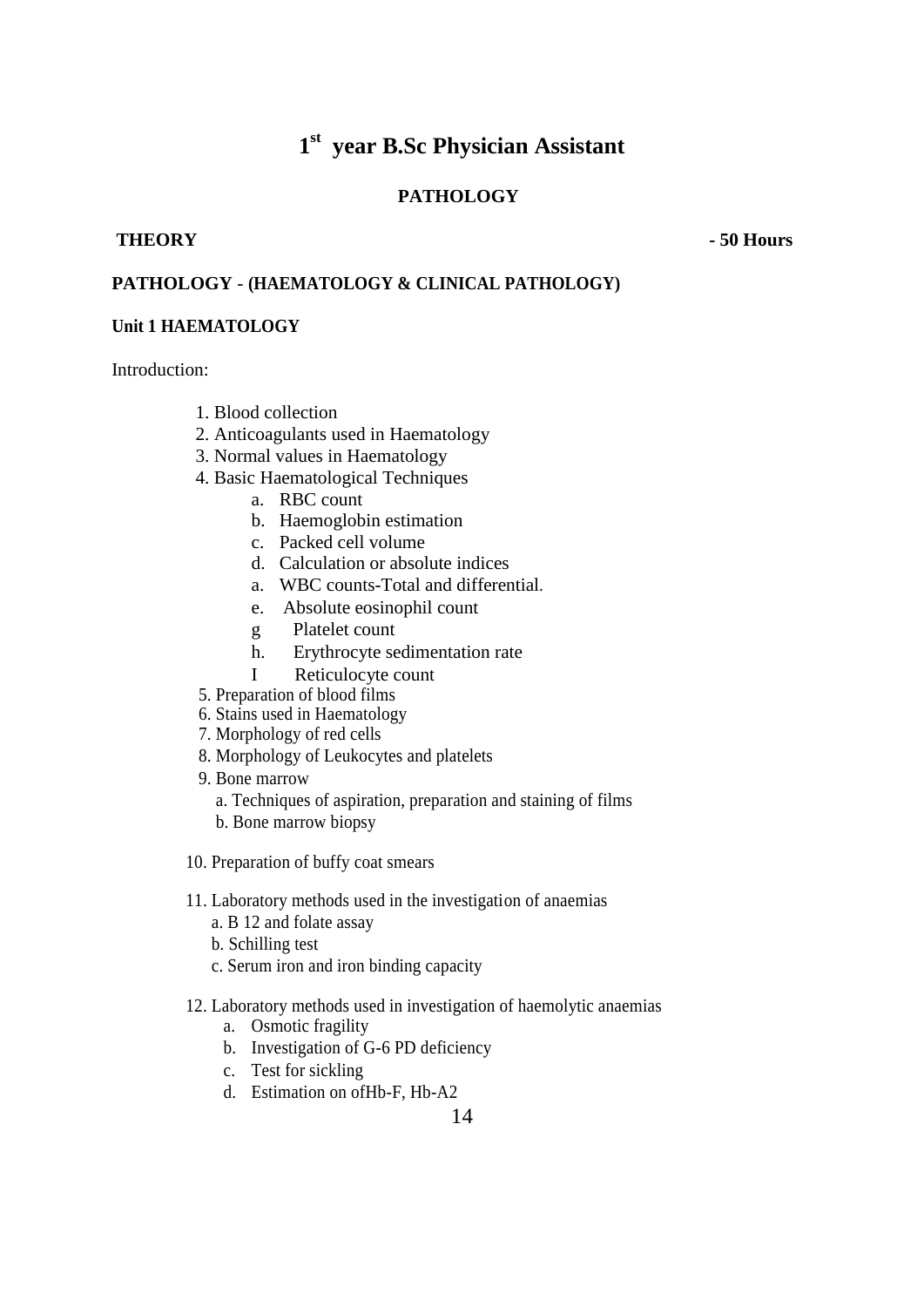# 1st year B.Sc Physician Assistant

## PATHOLOGY

**THEORY** **- 50 Hours**

**PATHOLOGY - (HAEMATOLOGY & CLINICAL PATHOLOGY)**

**Unit 1 HAEMATOLOGY**

Introduction:

1. Blood collection
2. Anticoagulants used in Haematology
3. Normal values in Haematology
4. Basic Haematological Techniques
   - a. RBC count
   - b. Haemoglobin estimation
   - c. Packed cell volume
   - d. Calculation or absolute indices
   - a. WBC counts-Total and differential.
   - e. Absolute eosinophil count
   - g Platelet count
   - h. Erythrocyte sedimentation rate
   - I Reticulocyte count
5. Preparation of blood films
6. Stains used in Haematology
7. Morphology of red cells
8. Morphology of Leukocytes and platelets
9. Bone marrow
   - a. Techniques of aspiration, preparation and staining of films
   - b. Bone marrow biopsy
10. Preparation of buffy coat smears
11. Laboratory methods used in the investigation of anaemias
    - a. B 12 and folate assay
    - b. Schilling test
    - c. Serum iron and iron binding capacity
12. Laboratory methods used in investigation of haemolytic anaemias
    - a. Osmotic fragility
    - b. Investigation of G-6 PD deficiency
    - c. Test for sickling
    - d. Estimation on ofHb-F, Hb-A2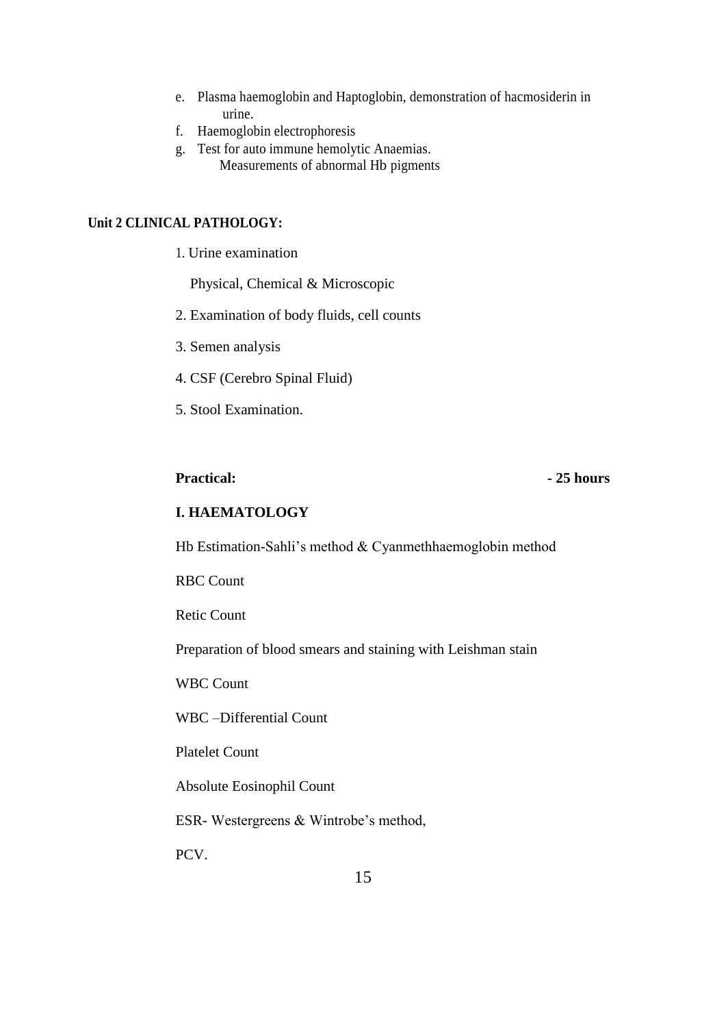e. Plasma haemoglobin and Haptoglobin, demonstration of hacmosiderin in urine.
f. Haemoglobin electrophoresis
g. Test for auto immune hemolytic Anaemias.
   Measurements of abnormal Hb pigments

**Unit 2 CLINICAL PATHOLOGY:**

1. Urine examination

   Physical, Chemical & Microscopic

2. Examination of body fluids, cell counts

3. Semen analysis

4. CSF (Cerebro Spinal Fluid)

5. Stool Examination.

**Practical: - 25 hours**

**I. HAEMATOLOGY**

Hb Estimation-Sahli's method & Cyanmethhaemoglobin method

RBC Count

Retic Count

Preparation of blood smears and staining with Leishman stain

WBC Count

WBC –Differential Count

Platelet Count

Absolute Eosinophil Count

ESR- Westergreens & Wintrobe's method,

PCV.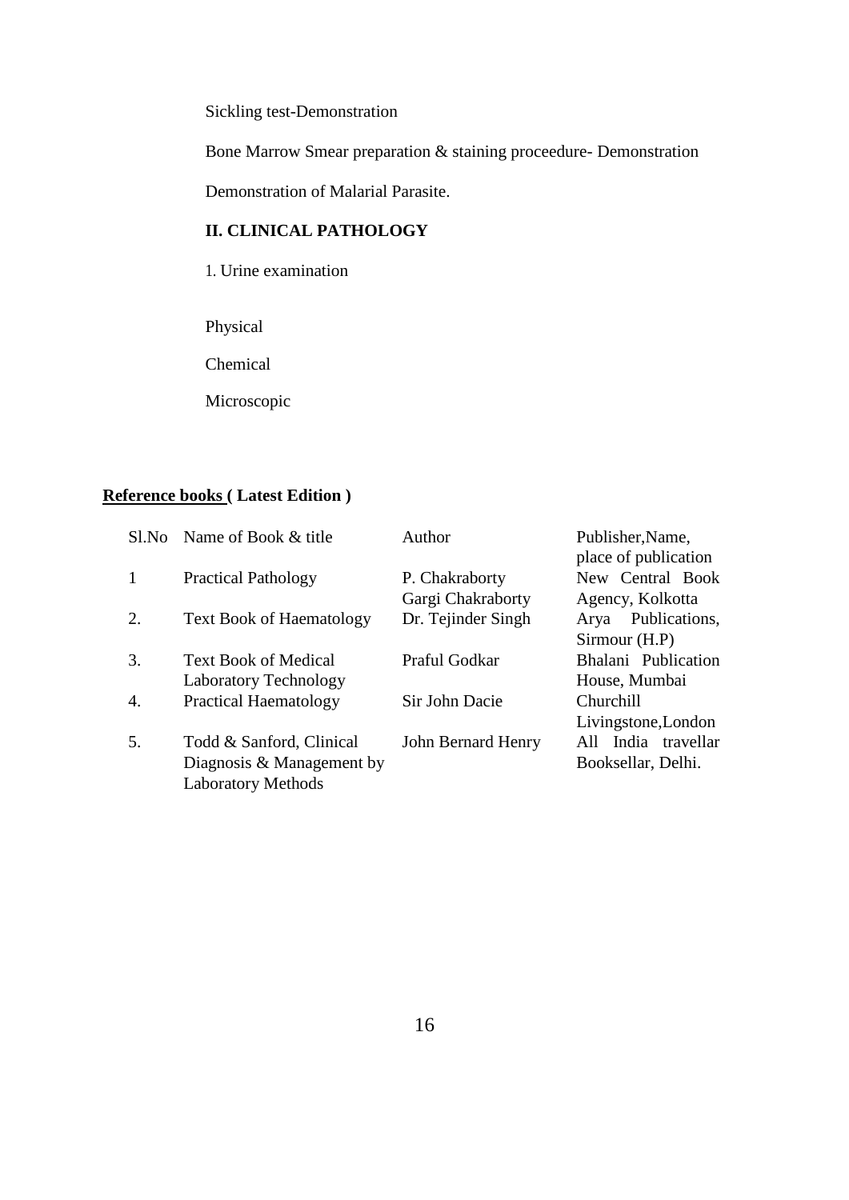Sickling test-Demonstration

Bone Marrow Smear preparation & staining proceedure- Demonstration

Demonstration of Malarial Parasite.

### II. CLINICAL PATHOLOGY

1. Urine examination

Physical

Chemical

Microscopic

**Reference books ( Latest Edition )**

| Sl.No | Name of Book & title | Author | Publisher,Name, place of publication |
|---|---|---|---|
| 1 | Practical Pathology | P. Chakraborty Gargi Chakraborty | New Central Book Agency, Kolkotta |
| 2. | Text Book of Haematology | Dr. Tejinder Singh | Arya Publications, Sirmour (H.P) |
| 3. | Text Book of Medical Laboratory Technology | Praful Godkar | Bhalani Publication House, Mumbai |
| 4. | Practical Haematology | Sir John Dacie | Churchill Livingstone,London |
| 5. | Todd & Sanford, Clinical Diagnosis & Management by Laboratory Methods | John Bernard Henry | All India travellar Booksellar, Delhi. |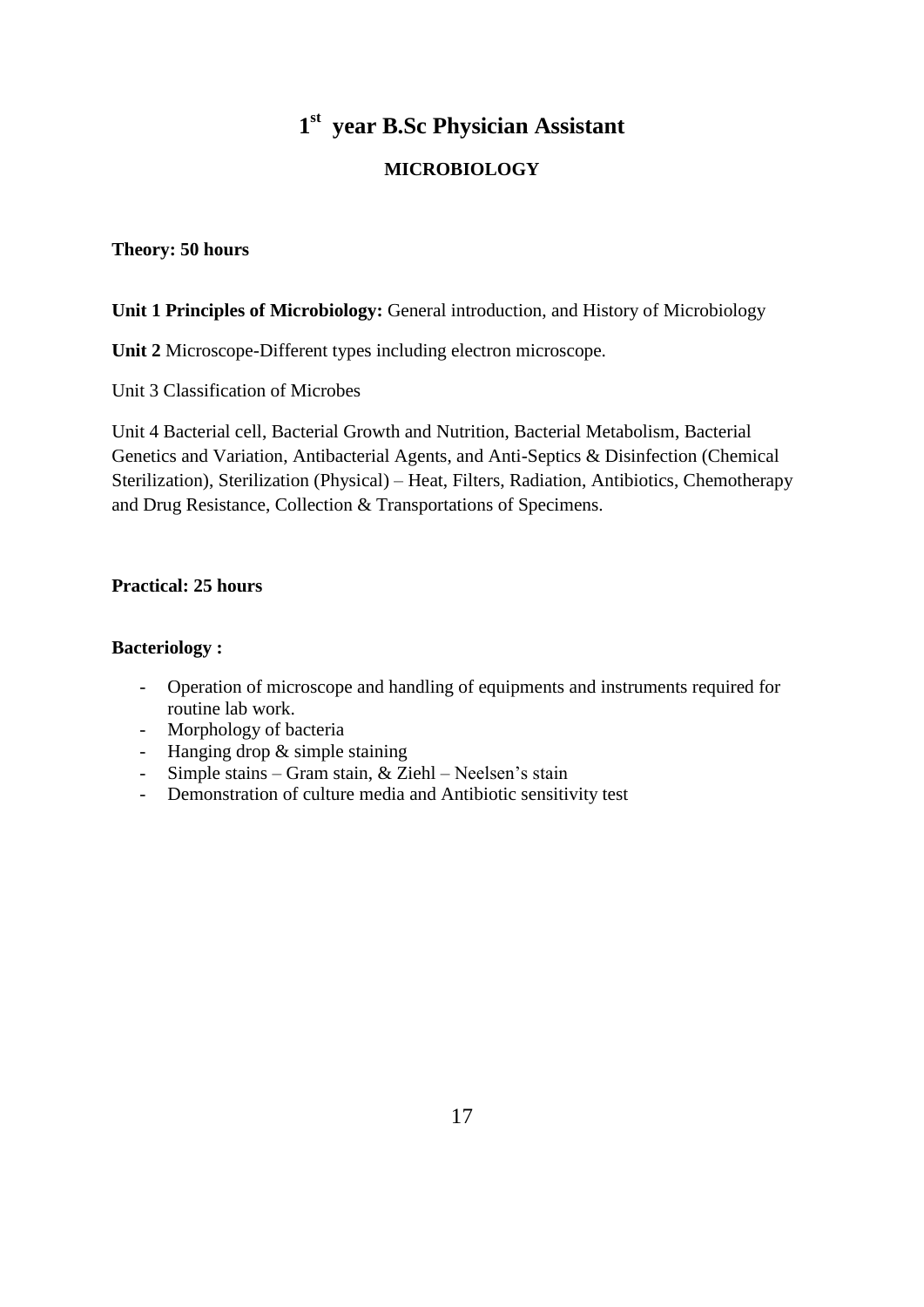# 1st year B.Sc Physician Assistant

## MICROBIOLOGY

**Theory: 50 hours**

**Unit 1 Principles of Microbiology:** General introduction, and History of Microbiology

**Unit 2** Microscope-Different types including electron microscope.

Unit 3 Classification of Microbes

Unit 4 Bacterial cell, Bacterial Growth and Nutrition, Bacterial Metabolism, Bacterial Genetics and Variation, Antibacterial Agents, and Anti-Septics & Disinfection (Chemical Sterilization), Sterilization (Physical) – Heat, Filters, Radiation, Antibiotics, Chemotherapy and Drug Resistance, Collection & Transportations of Specimens.

**Practical: 25 hours**

**Bacteriology :**

- Operation of microscope and handling of equipments and instruments required for routine lab work.
- Morphology of bacteria
- Hanging drop & simple staining
- Simple stains – Gram stain, & Ziehl – Neelsen's stain
- Demonstration of culture media and Antibiotic sensitivity test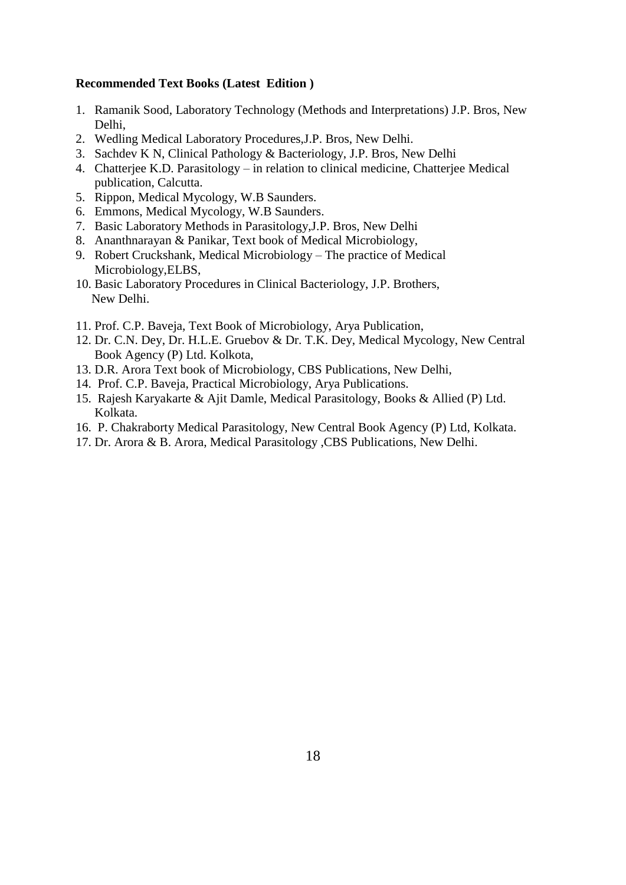**Recommended Text Books (Latest Edition )**

1. Ramanik Sood, Laboratory Technology (Methods and Interpretations) J.P. Bros, New Delhi,
2. Wedling Medical Laboratory Procedures,J.P. Bros, New Delhi.
3. Sachdev K N, Clinical Pathology & Bacteriology, J.P. Bros, New Delhi
4. Chatterjee K.D. Parasitology – in relation to clinical medicine, Chatterjee Medical publication, Calcutta.
5. Rippon, Medical Mycology, W.B Saunders.
6. Emmons, Medical Mycology, W.B Saunders.
7. Basic Laboratory Methods in Parasitology,J.P. Bros, New Delhi
8. Ananthnarayan & Panikar, Text book of Medical Microbiology,
9. Robert Cruckshank, Medical Microbiology – The practice of Medical Microbiology,ELBS,
10. Basic Laboratory Procedures in Clinical Bacteriology, J.P. Brothers, New Delhi.
11. Prof. C.P. Baveja, Text Book of Microbiology, Arya Publication,
12. Dr. C.N. Dey, Dr. H.L.E. Gruebov & Dr. T.K. Dey, Medical Mycology, New Central Book Agency (P) Ltd. Kolkota,
13. D.R. Arora Text book of Microbiology, CBS Publications, New Delhi,
14. Prof. C.P. Baveja, Practical Microbiology, Arya Publications.
15. Rajesh Karyakarte & Ajit Damle, Medical Parasitology, Books & Allied (P) Ltd. Kolkata.
16. P. Chakraborty Medical Parasitology, New Central Book Agency (P) Ltd, Kolkata.
17. Dr. Arora & B. Arora, Medical Parasitology ,CBS Publications, New Delhi.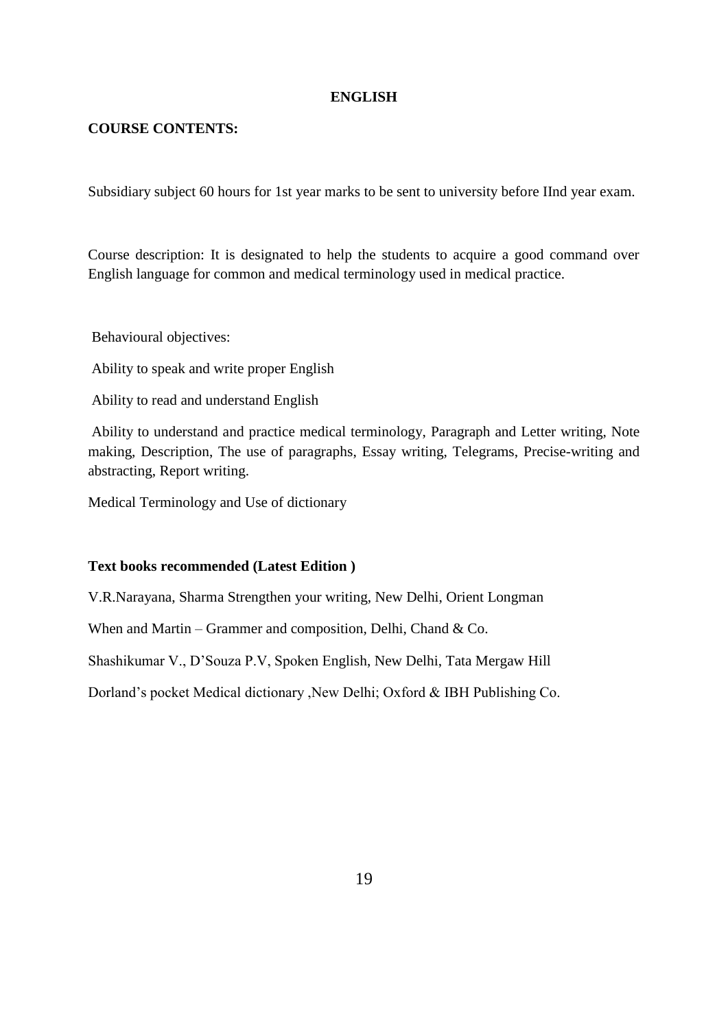# ENGLISH

**COURSE CONTENTS:**

Subsidiary subject 60 hours for 1st year marks to be sent to university before IInd year exam.

Course description: It is designated to help the students to acquire a good command over English language for common and medical terminology used in medical practice.

Behavioural objectives:

Ability to speak and write proper English

Ability to read and understand English

Ability to understand and practice medical terminology, Paragraph and Letter writing, Note making, Description, The use of paragraphs, Essay writing, Telegrams, Precise-writing and abstracting, Report writing.

Medical Terminology and Use of dictionary

**Text books recommended (Latest Edition )**

V.R.Narayana, Sharma Strengthen your writing, New Delhi, Orient Longman

When and Martin – Grammer and composition, Delhi, Chand & Co.

Shashikumar V., D'Souza P.V, Spoken English, New Delhi, Tata Mergaw Hill

Dorland's pocket Medical dictionary ,New Delhi; Oxford & IBH Publishing Co.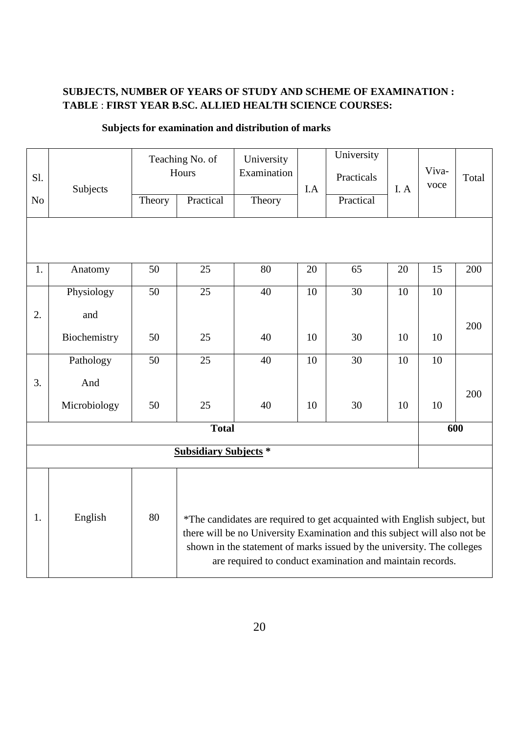**SUBJECTS, NUMBER OF YEARS OF STUDY AND SCHEME OF EXAMINATION :**
**TABLE** : **FIRST YEAR B.SC. ALLIED HEALTH SCIENCE COURSES:**

**Subjects for examination and distribution of marks**

| Sl. No | Subjects | Teaching No. of Hours | | University Examination | I.A | University Practicals | I. A | Viva-voce | Total |
|---|---|---|---|---|---|---|---|---|---|
| | | Theory | Practical | Theory | | Practical | | | |
| 1. | Anatomy | 50 | 25 | 80 | 20 | 65 | 20 | 15 | 200 |
| 2. | Physiology | 50 | 25 | 40 | 10 | 30 | 10 | 10 | 200 |
| | and | | | | | | | | |
| | Biochemistry | 50 | 25 | 40 | 10 | 30 | 10 | 10 | |
| 3. | Pathology | 50 | 25 | 40 | 10 | 30 | 10 | 10 | 200 |
| | And | | | | | | | | |
| | Microbiology | 50 | 25 | 40 | 10 | 30 | 10 | 10 | |
| | **Total** | | | | | | | | **600** |
| | **Subsidiary Subjects** * | | | | | | | | |
| 1. | English | 80 | *The candidates are required to get acquainted with English subject, but there will be no University Examination and this subject will also not be shown in the statement of marks issued by the university. The colleges are required to conduct examination and maintain records. | | | | | | |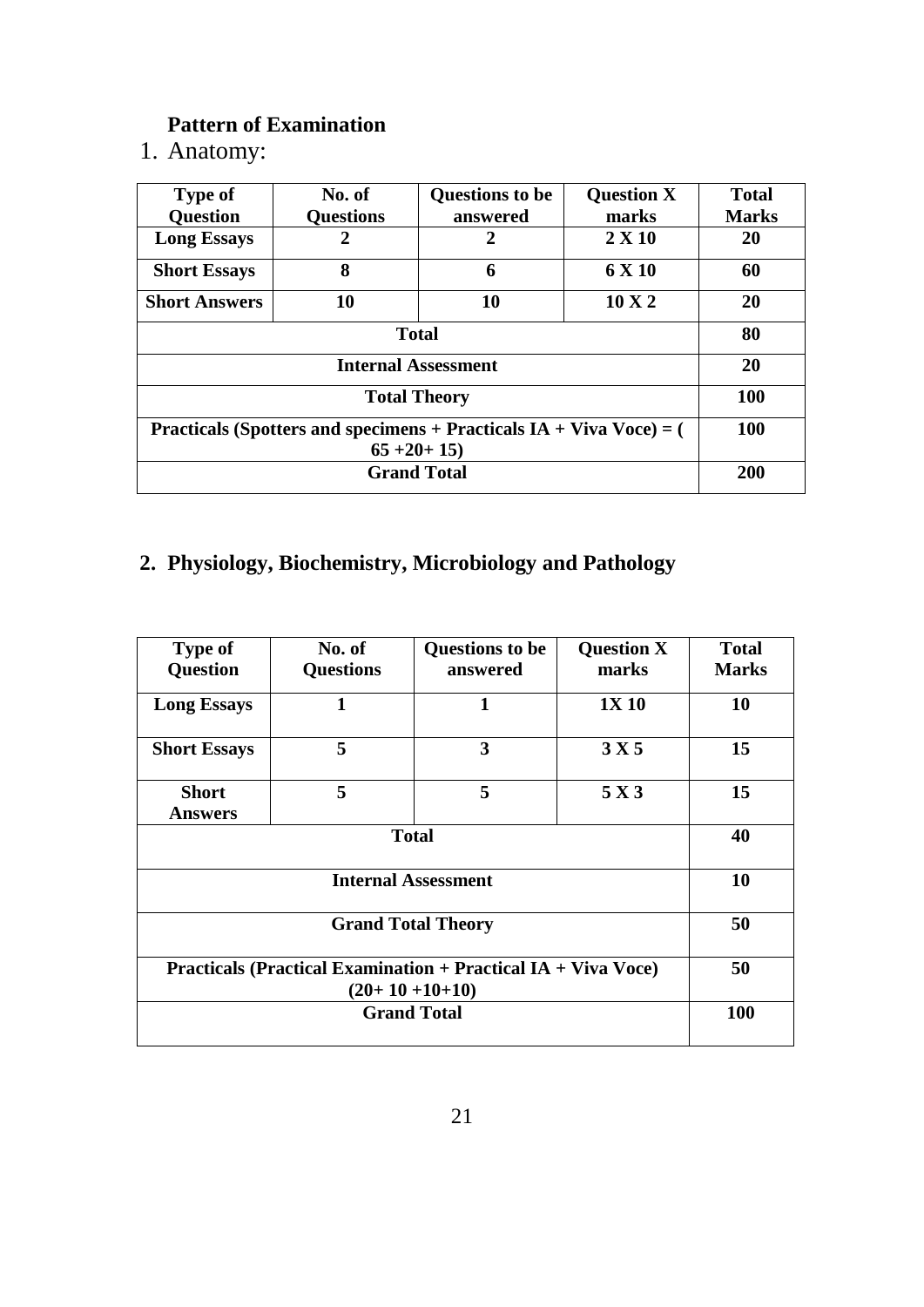**Pattern of Examination**

1. Anatomy:

| Type of Question | No. of Questions | Questions to be answered | Question X marks | Total Marks |
|---|---|---|---|---|
| Long Essays | 2 | 2 | 2 X 10 | 20 |
| Short Essays | 8 | 6 | 6 X 10 | 60 |
| Short Answers | 10 | 10 | 10 X 2 | 20 |
| Total | | | | 80 |
| Internal Assessment | | | | 20 |
| Total Theory | | | | 100 |
| Practicals (Spotters and specimens + Practicals IA + Viva Voce) = ( 65 +20+ 15) | | | | 100 |
| Grand Total | | | | 200 |

## 2. Physiology, Biochemistry, Microbiology and Pathology

| Type of Question | No. of Questions | Questions to be answered | Question X marks | Total Marks |
|---|---|---|---|---|
| Long Essays | 1 | 1 | 1X 10 | 10 |
| Short Essays | 5 | 3 | 3 X 5 | 15 |
| Short Answers | 5 | 5 | 5 X 3 | 15 |
| Total | | | | 40 |
| Internal Assessment | | | | 10 |
| Grand Total Theory | | | | 50 |
| Practicals (Practical Examination + Practical IA + Viva Voce) (20+ 10 +10+10) | | | | 50 |
| Grand Total | | | | 100 |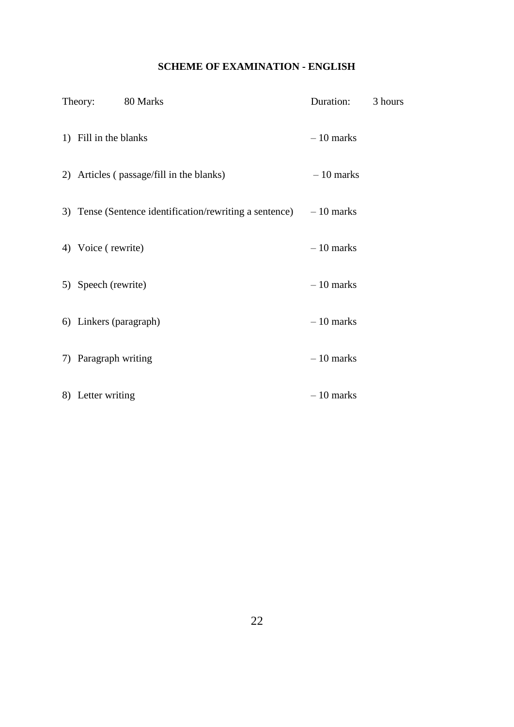**SCHEME OF EXAMINATION - ENGLISH**

Theory: 80 Marks Duration: 3 hours

1) Fill in the blanks – 10 marks

2) Articles ( passage/fill in the blanks) – 10 marks

3) Tense (Sentence identification/rewriting a sentence) – 10 marks

4) Voice ( rewrite) – 10 marks

5) Speech (rewrite) – 10 marks

6) Linkers (paragraph) – 10 marks

7) Paragraph writing – 10 marks

8) Letter writing – 10 marks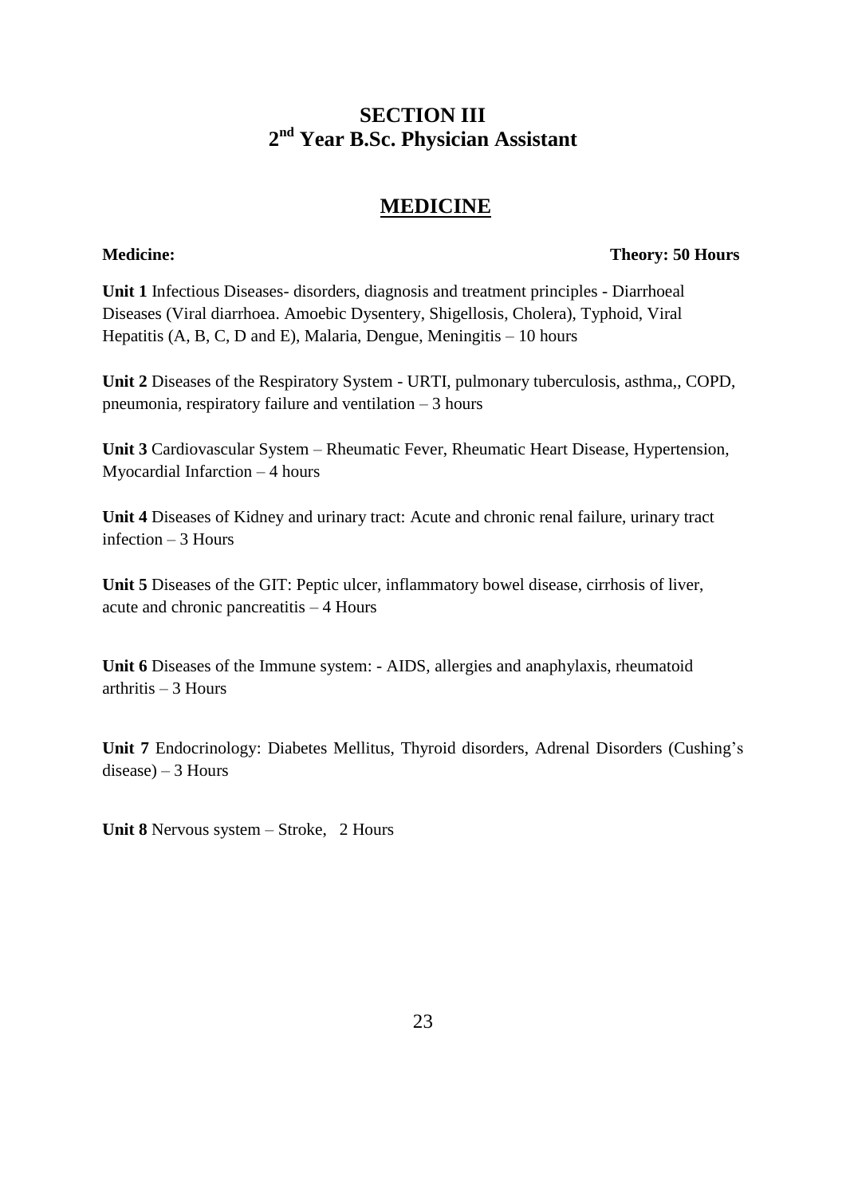# SECTION III
## 2nd Year B.Sc. Physician Assistant

## MEDICINE

**Medicine:** **Theory: 50 Hours**

**Unit 1** Infectious Diseases- disorders, diagnosis and treatment principles - Diarrhoeal Diseases (Viral diarrhoea. Amoebic Dysentery, Shigellosis, Cholera), Typhoid, Viral Hepatitis (A, B, C, D and E), Malaria, Dengue, Meningitis – 10 hours

**Unit 2** Diseases of the Respiratory System - URTI, pulmonary tuberculosis, asthma,, COPD, pneumonia, respiratory failure and ventilation – 3 hours

**Unit 3** Cardiovascular System – Rheumatic Fever, Rheumatic Heart Disease, Hypertension, Myocardial Infarction – 4 hours

**Unit 4** Diseases of Kidney and urinary tract: Acute and chronic renal failure, urinary tract infection – 3 Hours

**Unit 5** Diseases of the GIT: Peptic ulcer, inflammatory bowel disease, cirrhosis of liver, acute and chronic pancreatitis – 4 Hours

**Unit 6** Diseases of the Immune system: - AIDS, allergies and anaphylaxis, rheumatoid arthritis – 3 Hours

**Unit 7** Endocrinology: Diabetes Mellitus, Thyroid disorders, Adrenal Disorders (Cushing's disease) – 3 Hours

**Unit 8** Nervous system – Stroke, 2 Hours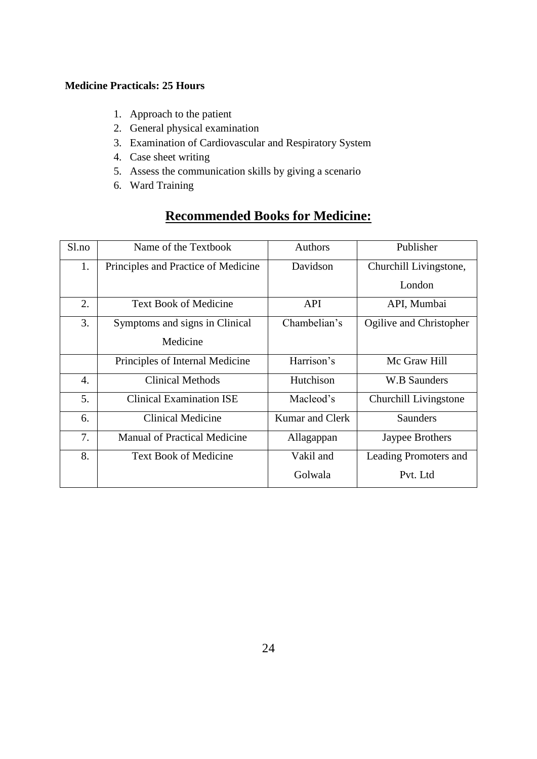**Medicine Practicals: 25 Hours**

1. Approach to the patient
2. General physical examination
3. Examination of Cardiovascular and Respiratory System
4. Case sheet writing
5. Assess the communication skills by giving a scenario
6. Ward Training

## Recommended Books for Medicine:

| Sl.no | Name of the Textbook | Authors | Publisher |
|---|---|---|---|
| 1. | Principles and Practice of Medicine | Davidson | Churchill Livingstone, London |
| 2. | Text Book of Medicine | API | API, Mumbai |
| 3. | Symptoms and signs in Clinical Medicine | Chambelian's | Ogilive and Christopher |
| | Principles of Internal Medicine | Harrison's | Mc Graw Hill |
| 4. | Clinical Methods | Hutchison | W.B Saunders |
| 5. | Clinical Examination ISE | Macleod's | Churchill Livingstone |
| 6. | Clinical Medicine | Kumar and Clerk | Saunders |
| 7. | Manual of Practical Medicine | Allagappan | Jaypee Brothers |
| 8. | Text Book of Medicine | Vakil and Golwala | Leading Promoters and Pvt. Ltd |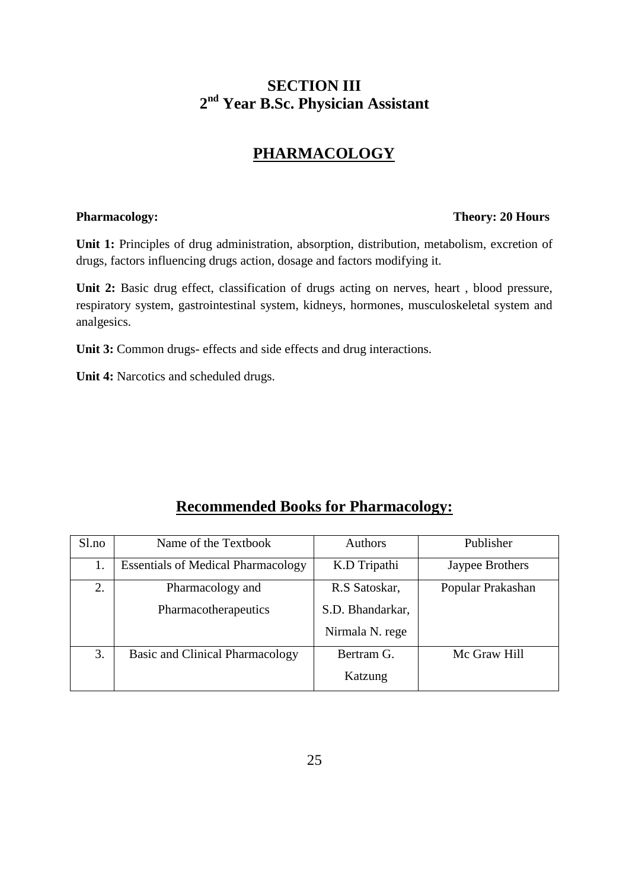# SECTION III
# 2nd Year B.Sc. Physician Assistant

## PHARMACOLOGY

**Pharmacology:** **Theory: 20 Hours**

**Unit 1:** Principles of drug administration, absorption, distribution, metabolism, excretion of drugs, factors influencing drugs action, dosage and factors modifying it.

**Unit 2:** Basic drug effect, classification of drugs acting on nerves, heart , blood pressure, respiratory system, gastrointestinal system, kidneys, hormones, musculoskeletal system and analgesics.

**Unit 3:** Common drugs- effects and side effects and drug interactions.

**Unit 4:** Narcotics and scheduled drugs.

## Recommended Books for Pharmacology:

| Sl.no | Name of the Textbook | Authors | Publisher |
|---|---|---|---|
| 1. | Essentials of Medical Pharmacology | K.D Tripathi | Jaypee Brothers |
| 2. | Pharmacology and Pharmacotherapeutics | R.S Satoskar, S.D. Bhandarkar, Nirmala N. rege | Popular Prakashan |
| 3. | Basic and Clinical Pharmacology | Bertram G. Katzung | Mc Graw Hill |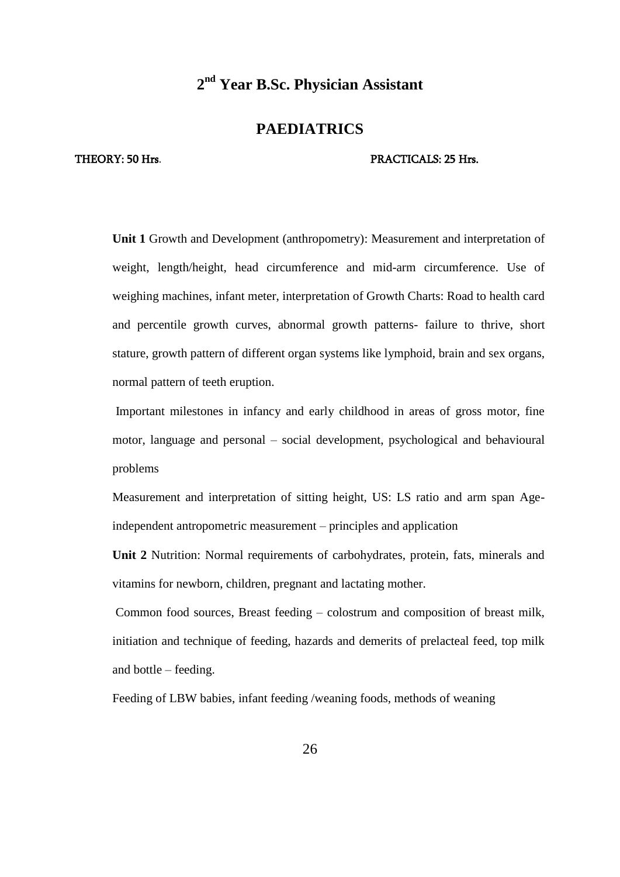# 2nd Year B.Sc. Physician Assistant

## PAEDIATRICS

**THEORY: 50 Hrs.** **PRACTICALS: 25 Hrs.**

**Unit 1** Growth and Development (anthropometry): Measurement and interpretation of weight, length/height, head circumference and mid-arm circumference. Use of weighing machines, infant meter, interpretation of Growth Charts: Road to health card and percentile growth curves, abnormal growth patterns- failure to thrive, short stature, growth pattern of different organ systems like lymphoid, brain and sex organs, normal pattern of teeth eruption.

Important milestones in infancy and early childhood in areas of gross motor, fine motor, language and personal – social development, psychological and behavioural problems

Measurement and interpretation of sitting height, US: LS ratio and arm span Age-independent antropometric measurement – principles and application

**Unit 2** Nutrition: Normal requirements of carbohydrates, protein, fats, minerals and vitamins for newborn, children, pregnant and lactating mother.

Common food sources, Breast feeding – colostrum and composition of breast milk, initiation and technique of feeding, hazards and demerits of prelacteal feed, top milk and bottle – feeding.

Feeding of LBW babies, infant feeding /weaning foods, methods of weaning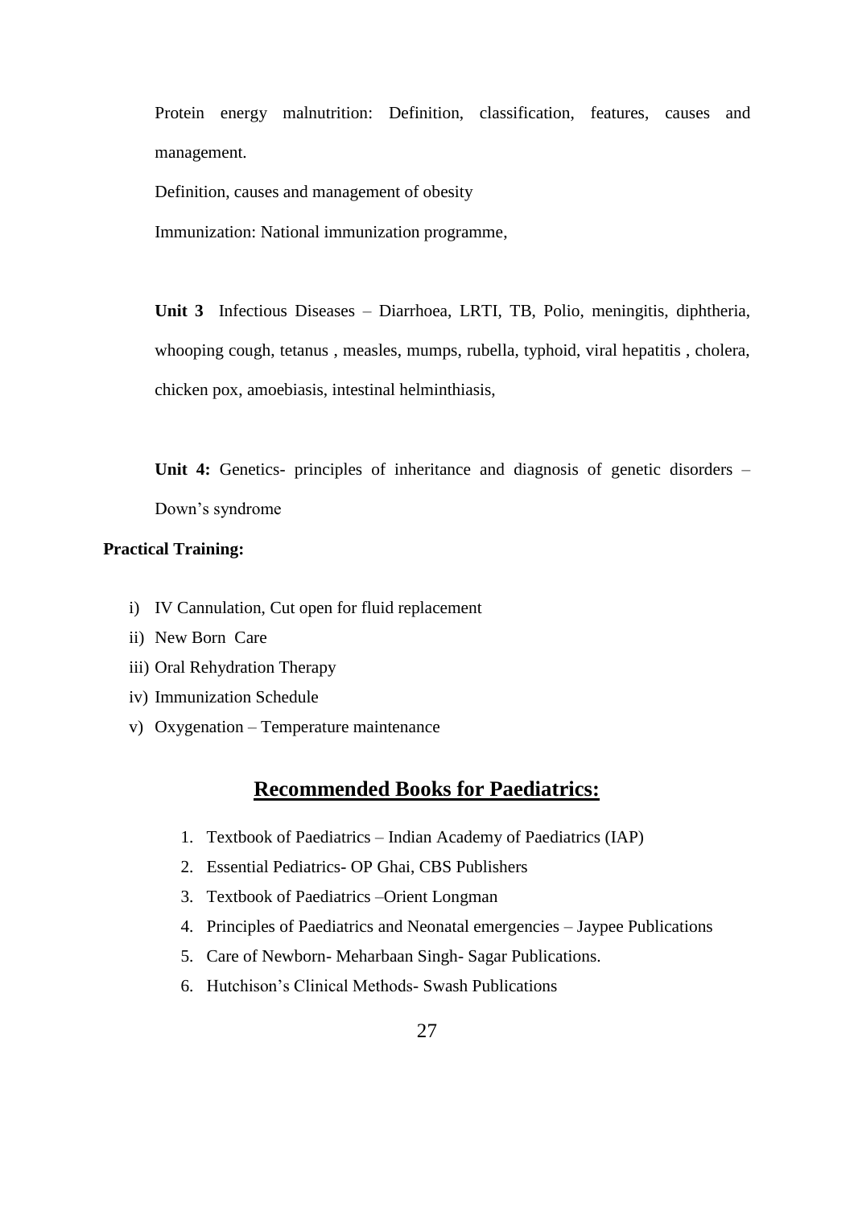Protein energy malnutrition: Definition, classification, features, causes and management.

Definition, causes and management of obesity

Immunization: National immunization programme,

**Unit 3** Infectious Diseases – Diarrhoea, LRTI, TB, Polio, meningitis, diphtheria, whooping cough, tetanus , measles, mumps, rubella, typhoid, viral hepatitis , cholera, chicken pox, amoebiasis, intestinal helminthiasis,

**Unit 4:** Genetics- principles of inheritance and diagnosis of genetic disorders – Down's syndrome

**Practical Training:**

i) IV Cannulation, Cut open for fluid replacement
ii) New Born Care
iii) Oral Rehydration Therapy
iv) Immunization Schedule
v) Oxygenation – Temperature maintenance

## Recommended Books for Paediatrics:

1. Textbook of Paediatrics – Indian Academy of Paediatrics (IAP)
2. Essential Pediatrics- OP Ghai, CBS Publishers
3. Textbook of Paediatrics –Orient Longman
4. Principles of Paediatrics and Neonatal emergencies – Jaypee Publications
5. Care of Newborn- Meharbaan Singh- Sagar Publications.
6. Hutchison's Clinical Methods- Swash Publications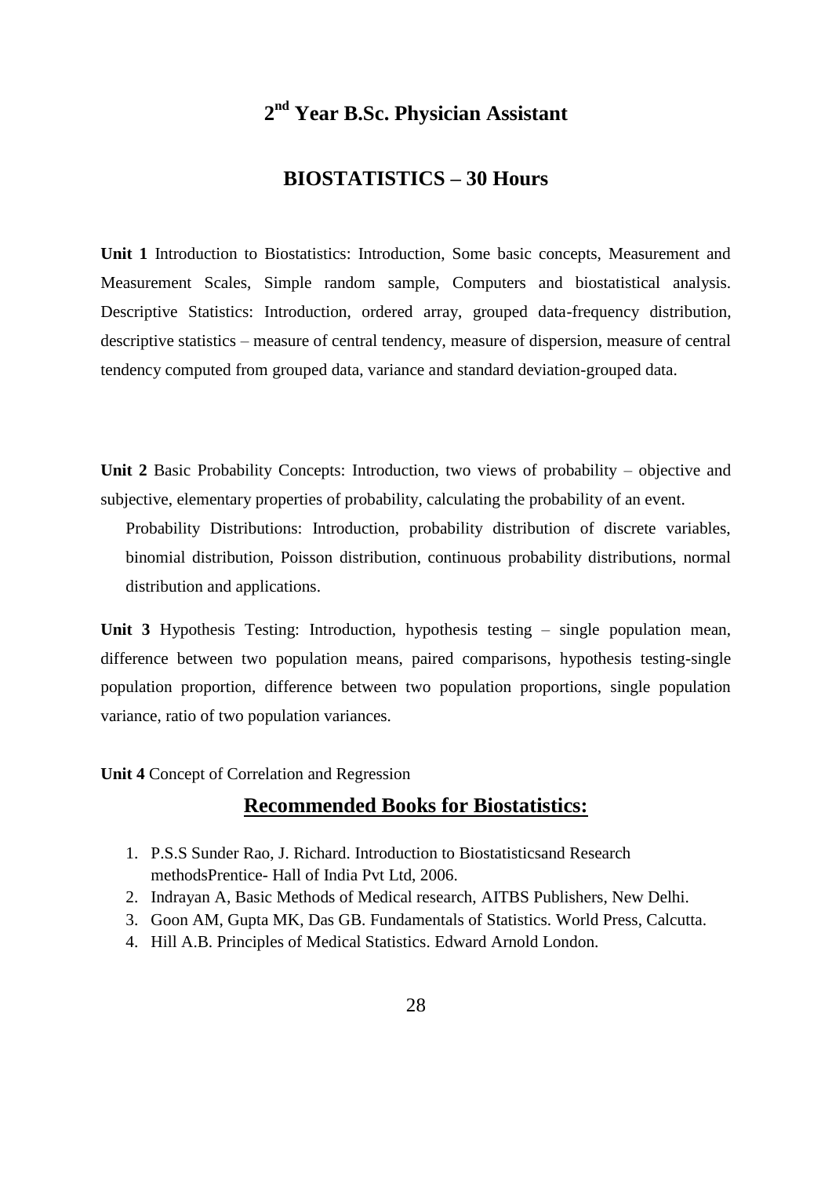# 2nd Year B.Sc. Physician Assistant

## BIOSTATISTICS – 30 Hours

**Unit 1** Introduction to Biostatistics: Introduction, Some basic concepts, Measurement and Measurement Scales, Simple random sample, Computers and biostatistical analysis. Descriptive Statistics: Introduction, ordered array, grouped data-frequency distribution, descriptive statistics – measure of central tendency, measure of dispersion, measure of central tendency computed from grouped data, variance and standard deviation-grouped data.

**Unit 2** Basic Probability Concepts: Introduction, two views of probability – objective and subjective, elementary properties of probability, calculating the probability of an event.

Probability Distributions: Introduction, probability distribution of discrete variables, binomial distribution, Poisson distribution, continuous probability distributions, normal distribution and applications.

**Unit 3** Hypothesis Testing: Introduction, hypothesis testing – single population mean, difference between two population means, paired comparisons, hypothesis testing-single population proportion, difference between two population proportions, single population variance, ratio of two population variances.

**Unit 4** Concept of Correlation and Regression

## Recommended Books for Biostatistics:

1. P.S.S Sunder Rao, J. Richard. Introduction to Biostatisticsand Research methodsPrentice- Hall of India Pvt Ltd, 2006.
2. Indrayan A, Basic Methods of Medical research, AITBS Publishers, New Delhi.
3. Goon AM, Gupta MK, Das GB. Fundamentals of Statistics. World Press, Calcutta.
4. Hill A.B. Principles of Medical Statistics. Edward Arnold London.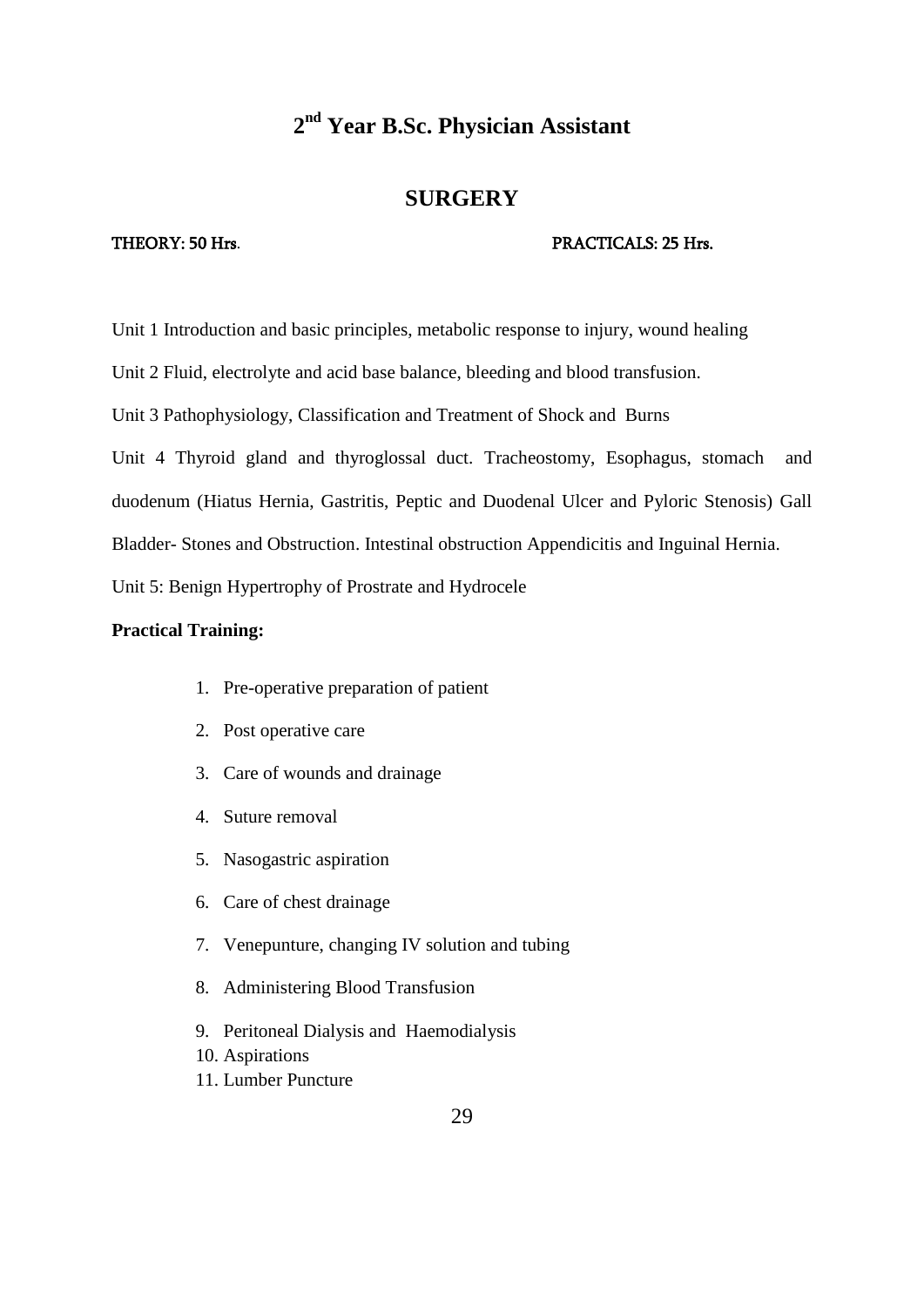# 2nd Year B.Sc. Physician Assistant

## SURGERY

**THEORY: 50 Hrs.** **PRACTICALS: 25 Hrs.**

Unit 1 Introduction and basic principles, metabolic response to injury, wound healing

Unit 2 Fluid, electrolyte and acid base balance, bleeding and blood transfusion.

Unit 3 Pathophysiology, Classification and Treatment of Shock and Burns

Unit 4 Thyroid gland and thyroglossal duct. Tracheostomy, Esophagus, stomach and duodenum (Hiatus Hernia, Gastritis, Peptic and Duodenal Ulcer and Pyloric Stenosis) Gall Bladder- Stones and Obstruction. Intestinal obstruction Appendicitis and Inguinal Hernia.

Unit 5: Benign Hypertrophy of Prostrate and Hydrocele

**Practical Training:**

1. Pre-operative preparation of patient
2. Post operative care
3. Care of wounds and drainage
4. Suture removal
5. Nasogastric aspiration
6. Care of chest drainage
7. Venepunture, changing IV solution and tubing
8. Administering Blood Transfusion
9. Peritoneal Dialysis and Haemodialysis
10. Aspirations
11. Lumber Puncture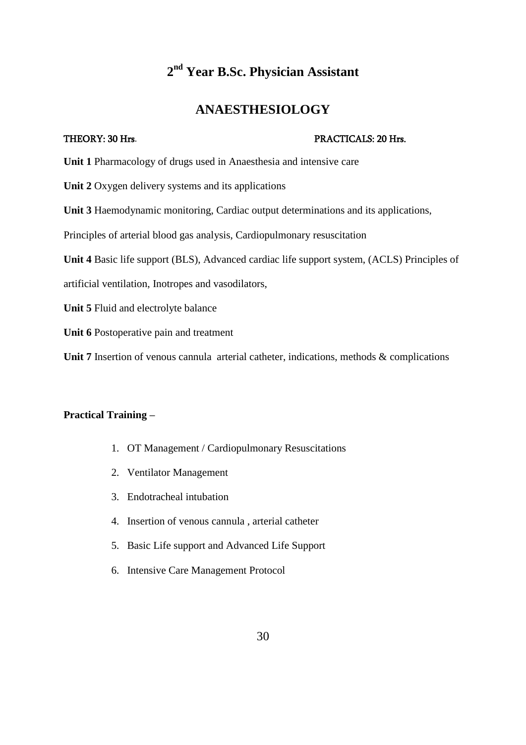# 2nd Year B.Sc. Physician Assistant

## ANAESTHESIOLOGY

THEORY: 30 Hrs. PRACTICALS: 20 Hrs.

**Unit 1** Pharmacology of drugs used in Anaesthesia and intensive care

**Unit 2** Oxygen delivery systems and its applications

**Unit 3** Haemodynamic monitoring, Cardiac output determinations and its applications, Principles of arterial blood gas analysis, Cardiopulmonary resuscitation

**Unit 4** Basic life support (BLS), Advanced cardiac life support system, (ACLS) Principles of artificial ventilation, Inotropes and vasodilators,

**Unit 5** Fluid and electrolyte balance

**Unit 6** Postoperative pain and treatment

**Unit 7** Insertion of venous cannula arterial catheter, indications, methods & complications

**Practical Training –**

1. OT Management / Cardiopulmonary Resuscitations
2. Ventilator Management
3. Endotracheal intubation
4. Insertion of venous cannula , arterial catheter
5. Basic Life support and Advanced Life Support
6. Intensive Care Management Protocol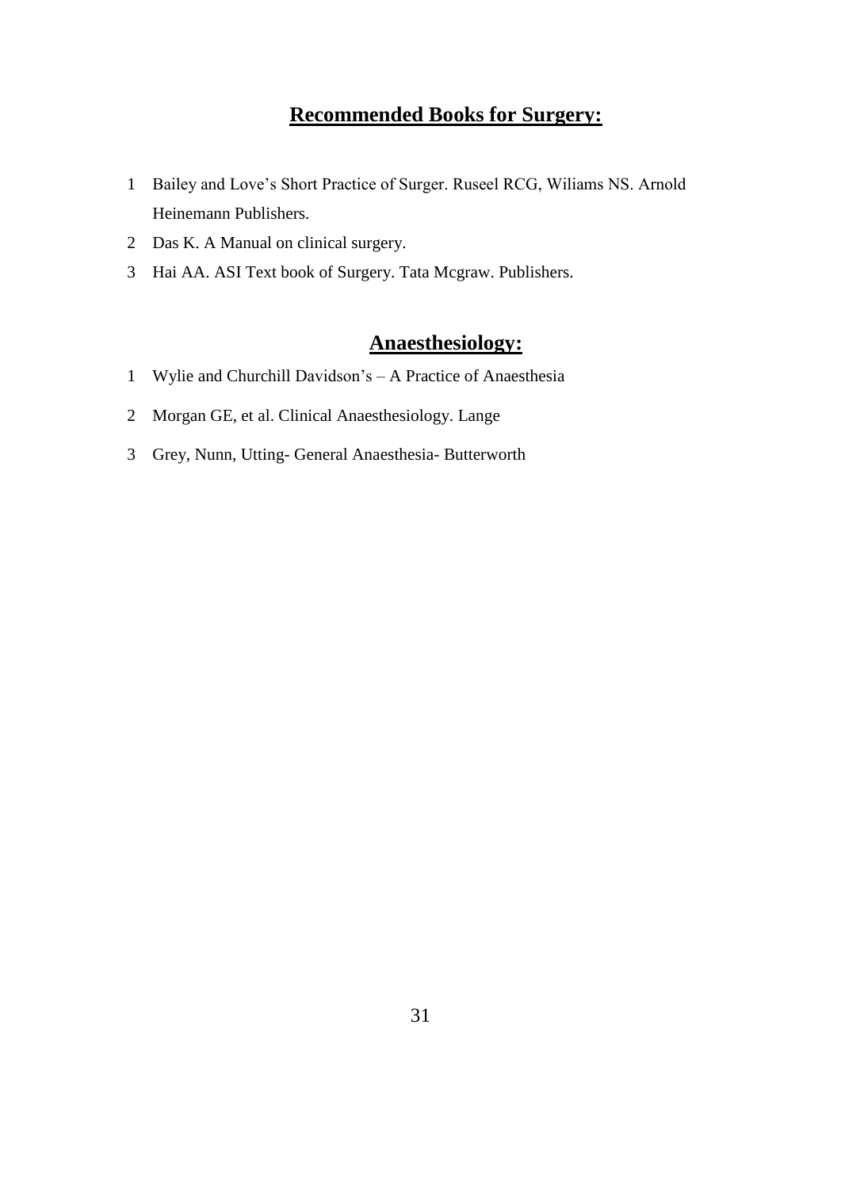## Recommended Books for Surgery:

1. Bailey and Love's Short Practice of Surger. Ruseel RCG, Wiliams NS. Arnold Heinemann Publishers.
2. Das K. A Manual on clinical surgery.
3. Hai AA. ASI Text book of Surgery. Tata Mcgraw. Publishers.

## Anaesthesiology:

1. Wylie and Churchill Davidson's – A Practice of Anaesthesia
2. Morgan GE, et al. Clinical Anaesthesiology. Lange
3. Grey, Nunn, Utting- General Anaesthesia- Butterworth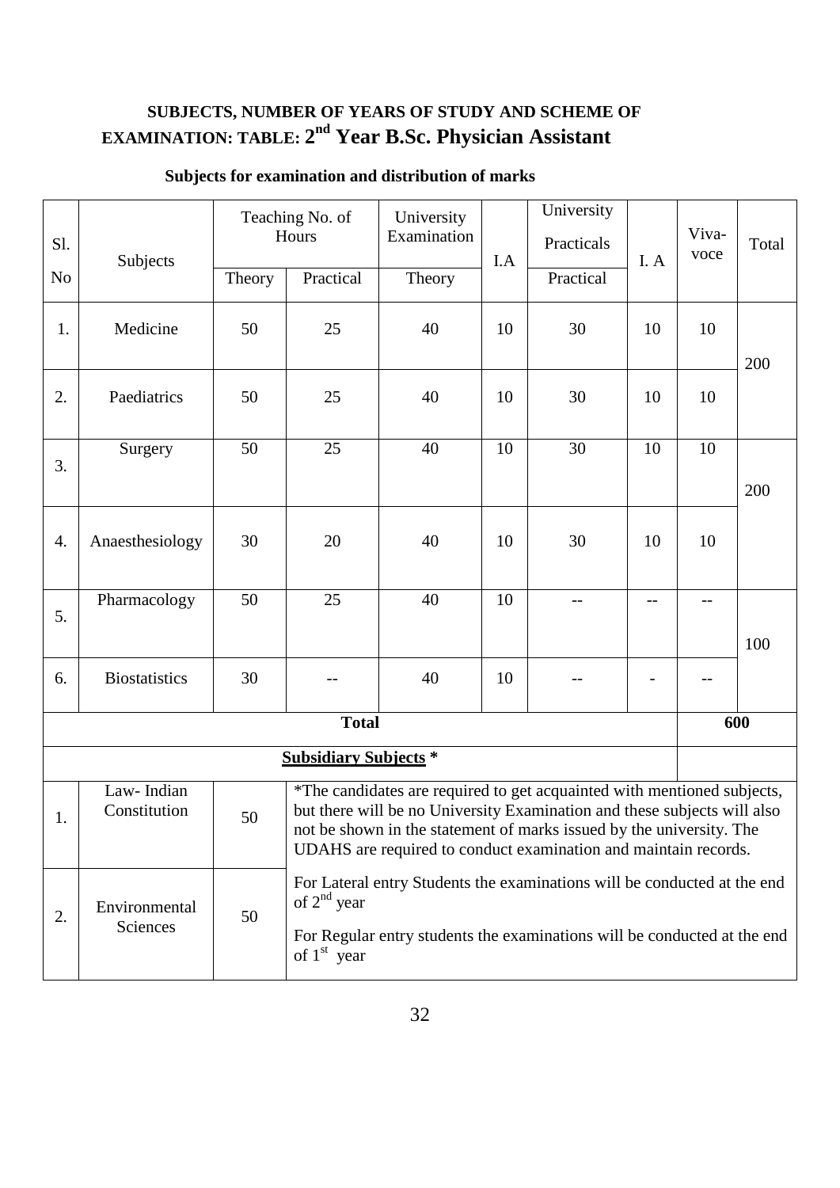## SUBJECTS, NUMBER OF YEARS OF STUDY AND SCHEME OF EXAMINATION: TABLE: 2nd Year B.Sc. Physician Assistant

**Subjects for examination and distribution of marks**

| Sl. No | Subjects | Teaching No. of Hours | | University Examination | I.A | University Practicals | I. A | Viva-voce | Total |
|---|---|---|---|---|---|---|---|---|---|
| | | Theory | Practical | Theory | | Practical | | | |
| 1. | Medicine | 50 | 25 | 40 | 10 | 30 | 10 | 10 | 200 |
| 2. | Paediatrics | 50 | 25 | 40 | 10 | 30 | 10 | 10 | |
| 3. | Surgery | 50 | 25 | 40 | 10 | 30 | 10 | 10 | 200 |
| 4. | Anaesthesiology | 30 | 20 | 40 | 10 | 30 | 10 | 10 | |
| 5. | Pharmacology | 50 | 25 | 40 | 10 | -- | -- | -- | 100 |
| 6. | Biostatistics | 30 | -- | 40 | 10 | -- | - | -- | |
| | | | | **Total** | | | | | **600** |
| | | | | **Subsidiary Subjects *** | | | | | |
| 1. | Law- Indian Constitution | 50 | *The candidates are required to get acquainted with mentioned subjects, but there will be no University Examination and these subjects will also not be shown in the statement of marks issued by the university. The UDAHS are required to conduct examination and maintain records. | | | | | | |
| 2. | Environmental Sciences | 50 | For Lateral entry Students the examinations will be conducted at the end of 2nd year<br>For Regular entry students the examinations will be conducted at the end of 1st year | | | | | | |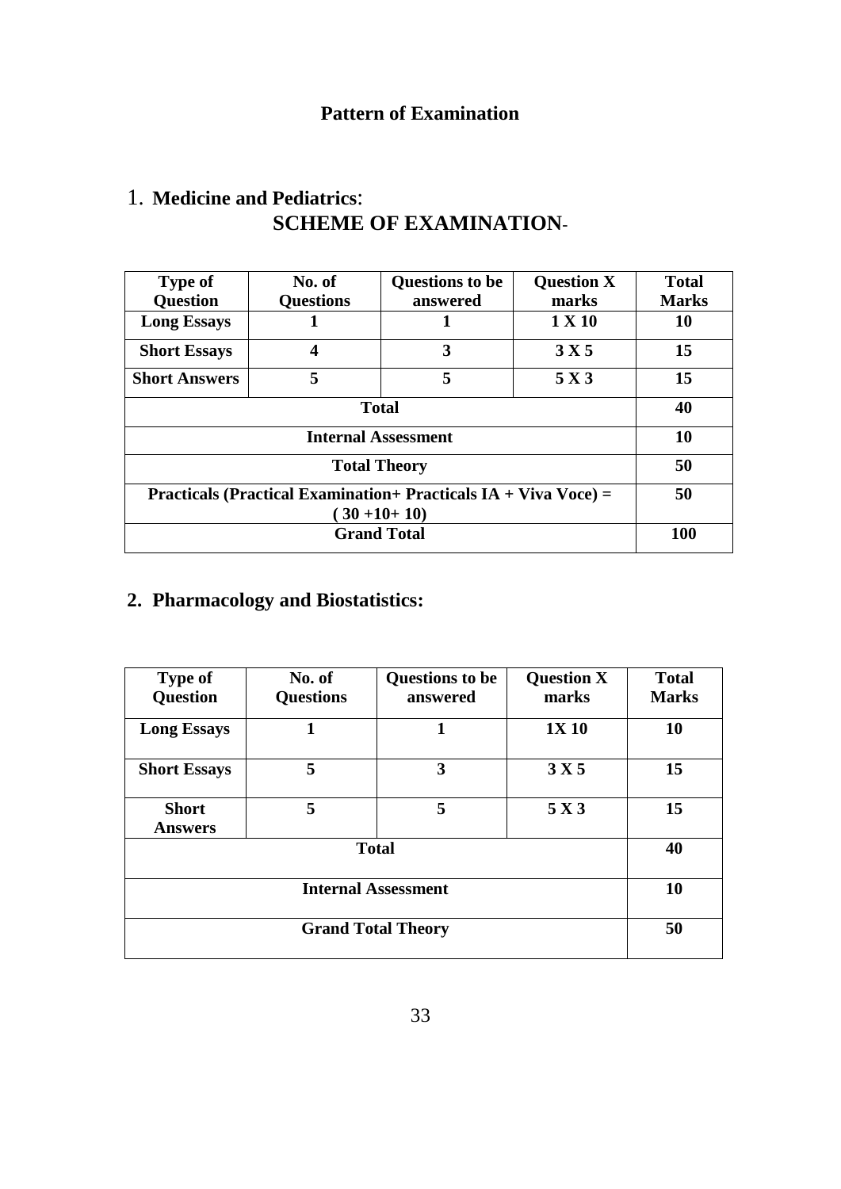## Pattern of Examination

### 1. Medicine and Pediatrics:

**SCHEME OF EXAMINATION-**

| Type of Question | No. of Questions | Questions to be answered | Question X marks | Total Marks |
|---|---|---|---|---|
| **Long Essays** | 1 | 1 | 1 X 10 | 10 |
| **Short Essays** | 4 | 3 | 3 X 5 | 15 |
| **Short Answers** | 5 | 5 | 5 X 3 | 15 |
| **Total** | | | | 40 |
| **Internal Assessment** | | | | 10 |
| **Total Theory** | | | | 50 |
| **Practicals (Practical Examination+ Practicals IA + Viva Voce) = ( 30 +10+ 10)** | | | | 50 |
| **Grand Total** | | | | 100 |

### 2. Pharmacology and Biostatistics:

| Type of Question | No. of Questions | Questions to be answered | Question X marks | Total Marks |
|---|---|---|---|---|
| **Long Essays** | 1 | 1 | 1X 10 | 10 |
| **Short Essays** | 5 | 3 | 3 X 5 | 15 |
| **Short Answers** | 5 | 5 | 5 X 3 | 15 |
| **Total** | | | | 40 |
| **Internal Assessment** | | | | 10 |
| **Grand Total Theory** | | | | 50 |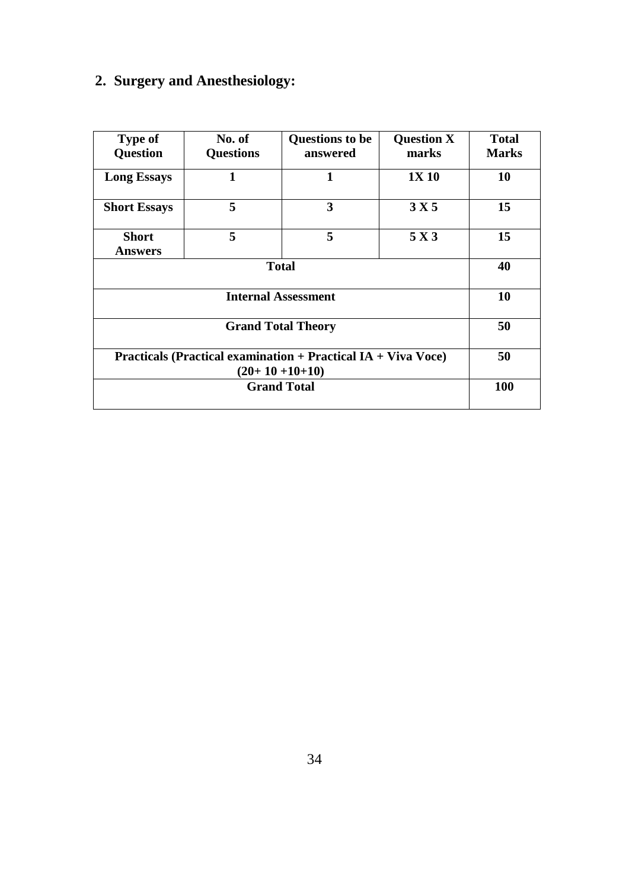## 2. Surgery and Anesthesiology:

| Type of Question | No. of Questions | Questions to be answered | Question X marks | Total Marks |
|---|---|---|---|---|
| Long Essays | 1 | 1 | 1X 10 | 10 |
| Short Essays | 5 | 3 | 3 X 5 | 15 |
| Short Answers | 5 | 5 | 5 X 3 | 15 |
| Total | | | | 40 |
| Internal Assessment | | | | 10 |
| Grand Total Theory | | | | 50 |
| Practicals (Practical examination + Practical IA + Viva Voce) (20+ 10 +10+10) | | | | 50 |
| Grand Total | | | | 100 |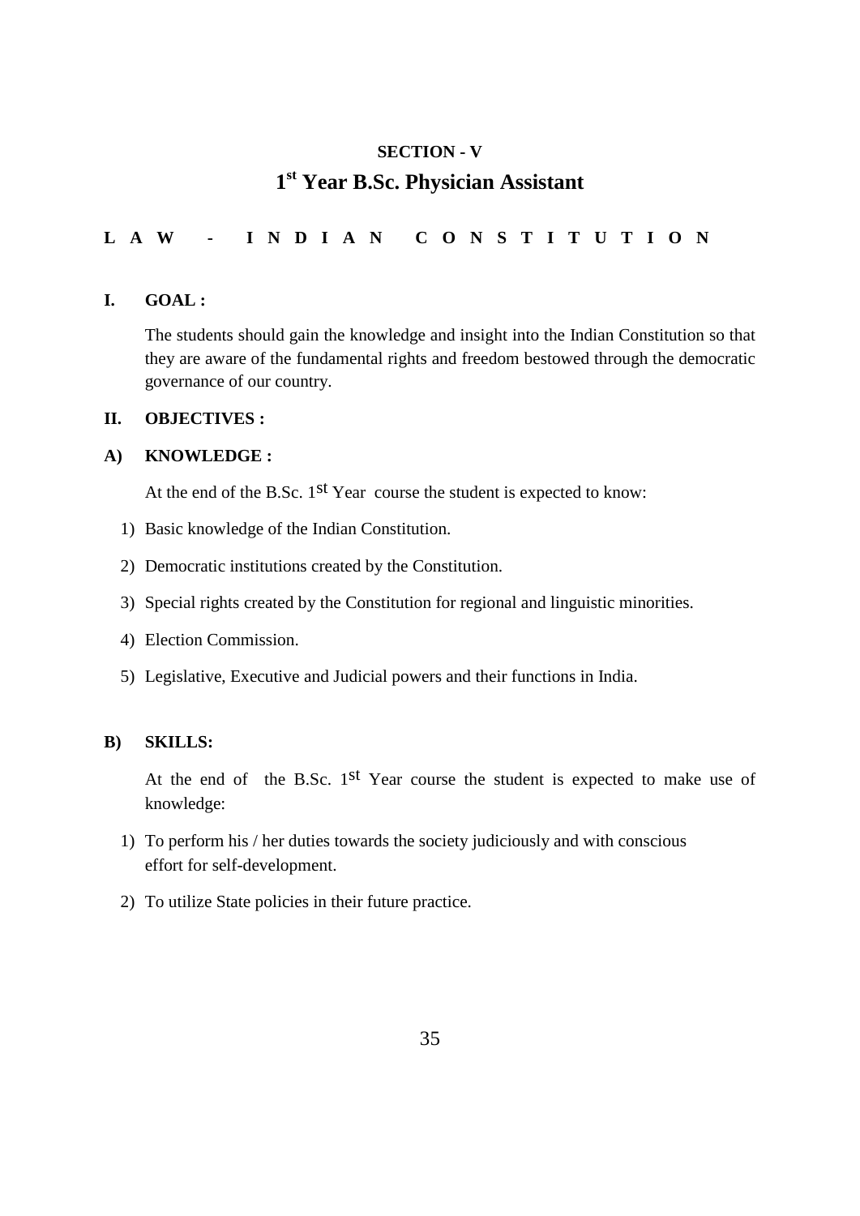## SECTION - V

# 1st Year B.Sc. Physician Assistant

## LAW - INDIAN CONSTITUTION

### I. GOAL :

The students should gain the knowledge and insight into the Indian Constitution so that they are aware of the fundamental rights and freedom bestowed through the democratic governance of our country.

### II. OBJECTIVES :

### A) KNOWLEDGE :

At the end of the B.Sc. 1st Year course the student is expected to know:

1) Basic knowledge of the Indian Constitution.
2) Democratic institutions created by the Constitution.
3) Special rights created by the Constitution for regional and linguistic minorities.
4) Election Commission.
5) Legislative, Executive and Judicial powers and their functions in India.

### B) SKILLS:

At the end of the B.Sc. 1st Year course the student is expected to make use of knowledge:

1) To perform his / her duties towards the society judiciously and with conscious effort for self-development.
2) To utilize State policies in their future practice.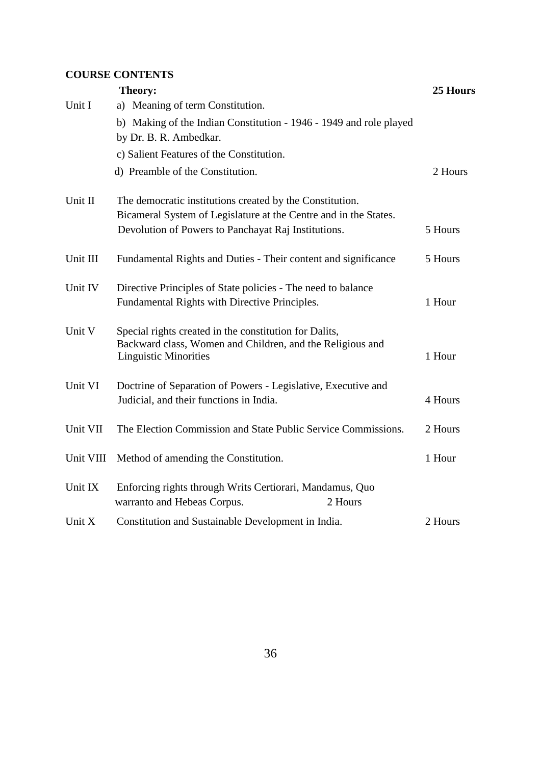**COURSE CONTENTS**

| | **Theory:** | **25 Hours** |
|---|---|---|
| Unit I | a) Meaning of term Constitution.<br>b) Making of the Indian Constitution - 1946 - 1949 and role played by Dr. B. R. Ambedkar.<br>c) Salient Features of the Constitution.<br>d) Preamble of the Constitution. | 2 Hours |
| Unit II | The democratic institutions created by the Constitution. Bicameral System of Legislature at the Centre and in the States. Devolution of Powers to Panchayat Raj Institutions. | 5 Hours |
| Unit III | Fundamental Rights and Duties - Their content and significance | 5 Hours |
| Unit IV | Directive Principles of State policies - The need to balance Fundamental Rights with Directive Principles. | 1 Hour |
| Unit V | Special rights created in the constitution for Dalits, Backward class, Women and Children, and the Religious and Linguistic Minorities | 1 Hour |
| Unit VI | Doctrine of Separation of Powers - Legislative, Executive and Judicial, and their functions in India. | 4 Hours |
| Unit VII | The Election Commission and State Public Service Commissions. | 2 Hours |
| Unit VIII | Method of amending the Constitution. | 1 Hour |
| Unit IX | Enforcing rights through Writs Certiorari, Mandamus, Quo warranto and Hebeas Corpus. | 2 Hours |
| Unit X | Constitution and Sustainable Development in India. | 2 Hours |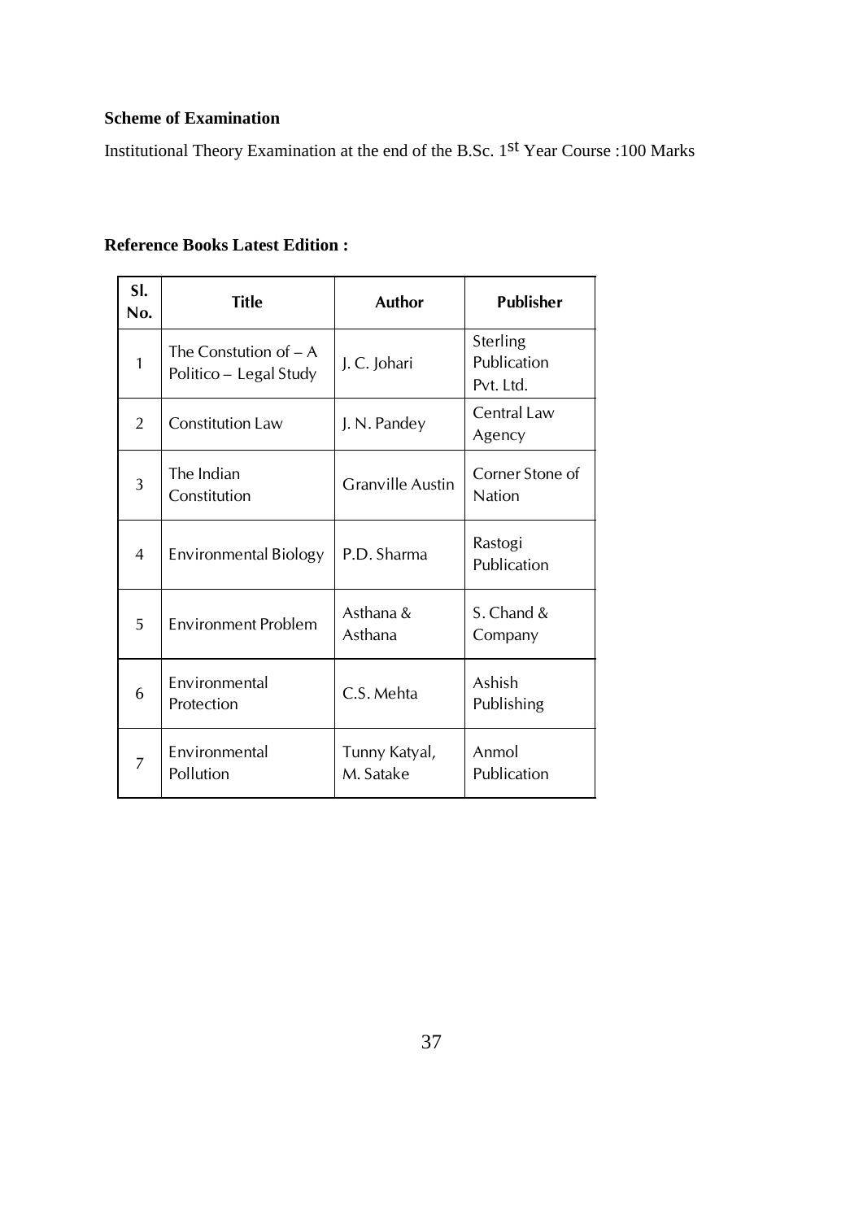**Scheme of Examination**

Institutional Theory Examination at the end of the B.Sc. 1st Year Course :100 Marks

**Reference Books Latest Edition :**

| Sl. No. | Title | Author | Publisher |
|---|---|---|---|
| 1 | The Constution of – A Politico – Legal Study | J. C. Johari | Sterling Publication Pvt. Ltd. |
| 2 | Constitution Law | J. N. Pandey | Central Law Agency |
| 3 | The Indian Constitution | Granville Austin | Corner Stone of Nation |
| 4 | Environmental Biology | P.D. Sharma | Rastogi Publication |
| 5 | Environment Problem | Asthana & Asthana | S. Chand & Company |
| 6 | Environmental Protection | C.S. Mehta | Ashish Publishing |
| 7 | Environmental Pollution | Tunny Katyal, M. Satake | Anmol Publication |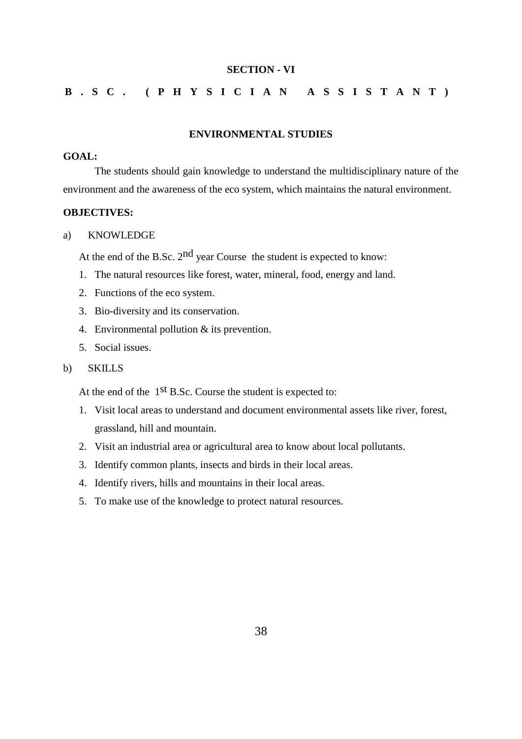**SECTION - VI**

**B . S C . ( P H Y S I C I A N A S S I S T A N T )**

## ENVIRONMENTAL STUDIES

**GOAL:**

The students should gain knowledge to understand the multidisciplinary nature of the environment and the awareness of the eco system, which maintains the natural environment.

**OBJECTIVES:**

a) KNOWLEDGE

At the end of the B.Sc. 2nd year Course the student is expected to know:

1. The natural resources like forest, water, mineral, food, energy and land.
2. Functions of the eco system.
3. Bio-diversity and its conservation.
4. Environmental pollution & its prevention.
5. Social issues.

b) SKILLS

At the end of the 1st B.Sc. Course the student is expected to:

1. Visit local areas to understand and document environmental assets like river, forest, grassland, hill and mountain.
2. Visit an industrial area or agricultural area to know about local pollutants.
3. Identify common plants, insects and birds in their local areas.
4. Identify rivers, hills and mountains in their local areas.
5. To make use of the knowledge to protect natural resources.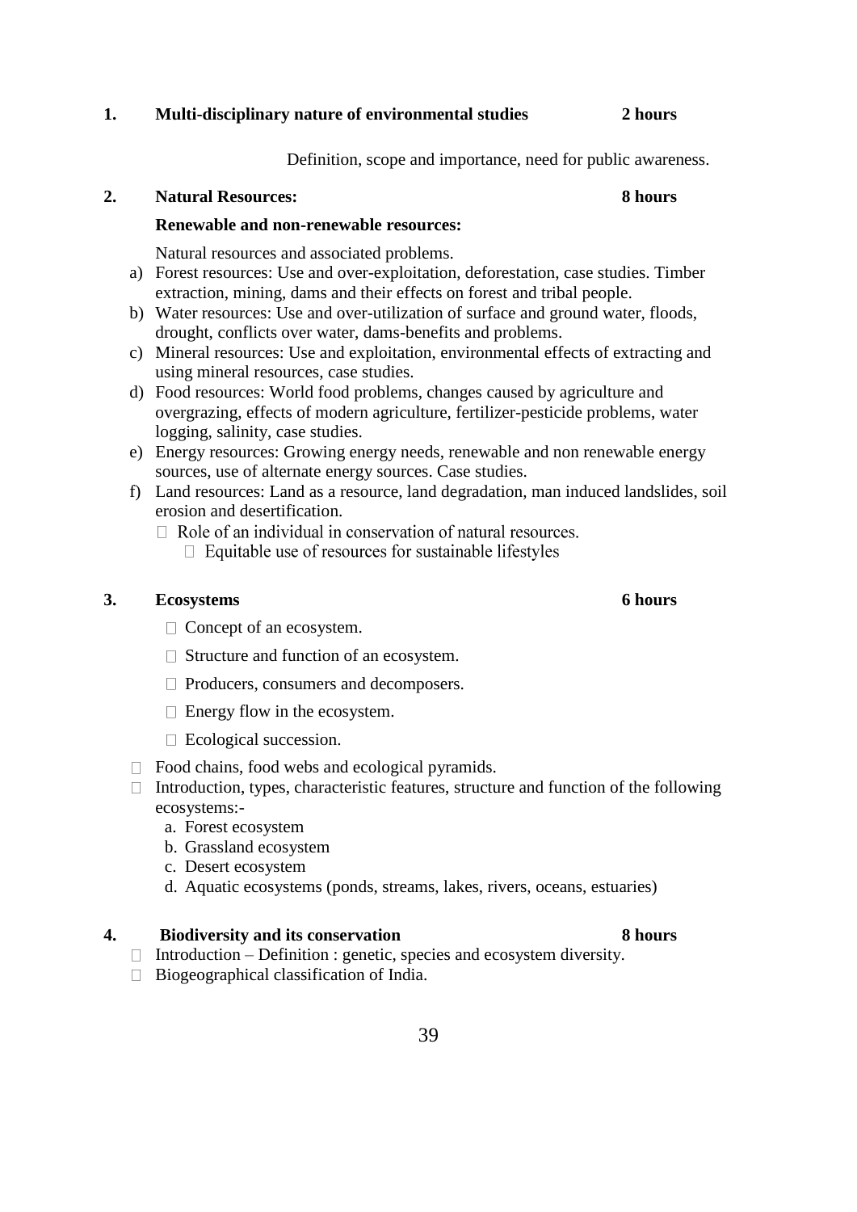**1. Multi-disciplinary nature of environmental studies — 2 hours**

Definition, scope and importance, need for public awareness.

**2. Natural Resources: — 8 hours**

**Renewable and non-renewable resources:**

Natural resources and associated problems.

a) Forest resources: Use and over-exploitation, deforestation, case studies. Timber extraction, mining, dams and their effects on forest and tribal people.
b) Water resources: Use and over-utilization of surface and ground water, floods, drought, conflicts over water, dams-benefits and problems.
c) Mineral resources: Use and exploitation, environmental effects of extracting and using mineral resources, case studies.
d) Food resources: World food problems, changes caused by agriculture and overgrazing, effects of modern agriculture, fertilizer-pesticide problems, water logging, salinity, case studies.
e) Energy resources: Growing energy needs, renewable and non renewable energy sources, use of alternate energy sources. Case studies.
f) Land resources: Land as a resource, land degradation, man induced landslides, soil erosion and desertification.
   - Role of an individual in conservation of natural resources.
     - Equitable use of resources for sustainable lifestyles

**3. Ecosystems — 6 hours**

- Concept of an ecosystem.
- Structure and function of an ecosystem.
- Producers, consumers and decomposers.
- Energy flow in the ecosystem.
- Ecological succession.
- Food chains, food webs and ecological pyramids.
- Introduction, types, characteristic features, structure and function of the following ecosystems:-
  a. Forest ecosystem
  b. Grassland ecosystem
  c. Desert ecosystem
  d. Aquatic ecosystems (ponds, streams, lakes, rivers, oceans, estuaries)

**4. Biodiversity and its conservation — 8 hours**

- Introduction – Definition : genetic, species and ecosystem diversity.
- Biogeographical classification of India.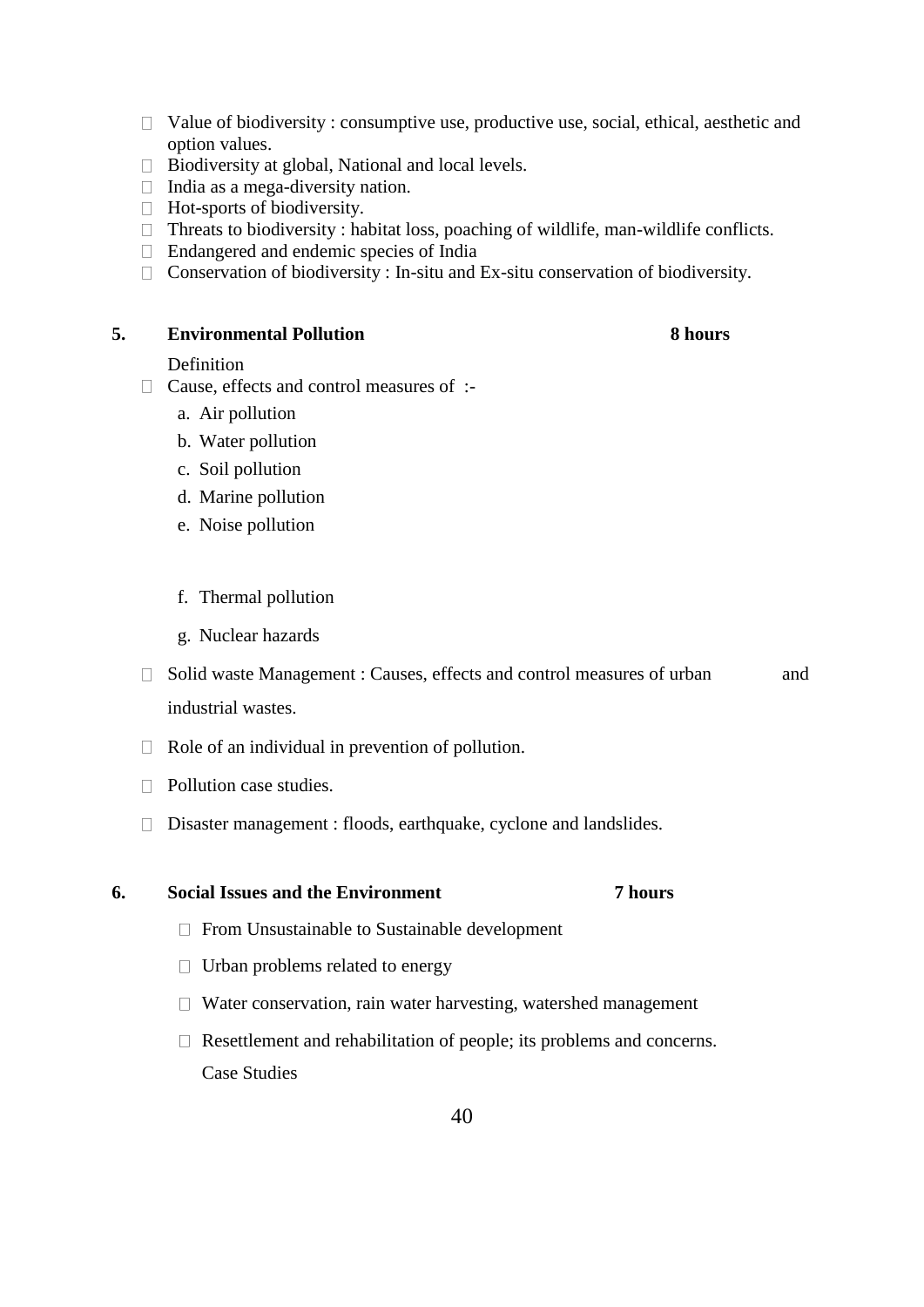- Value of biodiversity : consumptive use, productive use, social, ethical, aesthetic and option values.
- Biodiversity at global, National and local levels.
- India as a mega-diversity nation.
- Hot-sports of biodiversity.
- Threats to biodiversity : habitat loss, poaching of wildlife, man-wildlife conflicts.
- Endangered and endemic species of India
- Conservation of biodiversity : In-situ and Ex-situ conservation of biodiversity.

**5. Environmental Pollution** **8 hours**

Definition

- Cause, effects and control measures of :-
  - a. Air pollution
  - b. Water pollution
  - c. Soil pollution
  - d. Marine pollution
  - e. Noise pollution
  - f. Thermal pollution
  - g. Nuclear hazards
- Solid waste Management : Causes, effects and control measures of urban and industrial wastes.
- Role of an individual in prevention of pollution.
- Pollution case studies.
- Disaster management : floods, earthquake, cyclone and landslides.

**6. Social Issues and the Environment** **7 hours**

- From Unsustainable to Sustainable development
- Urban problems related to energy
- Water conservation, rain water harvesting, watershed management
- Resettlement and rehabilitation of people; its problems and concerns.
  Case Studies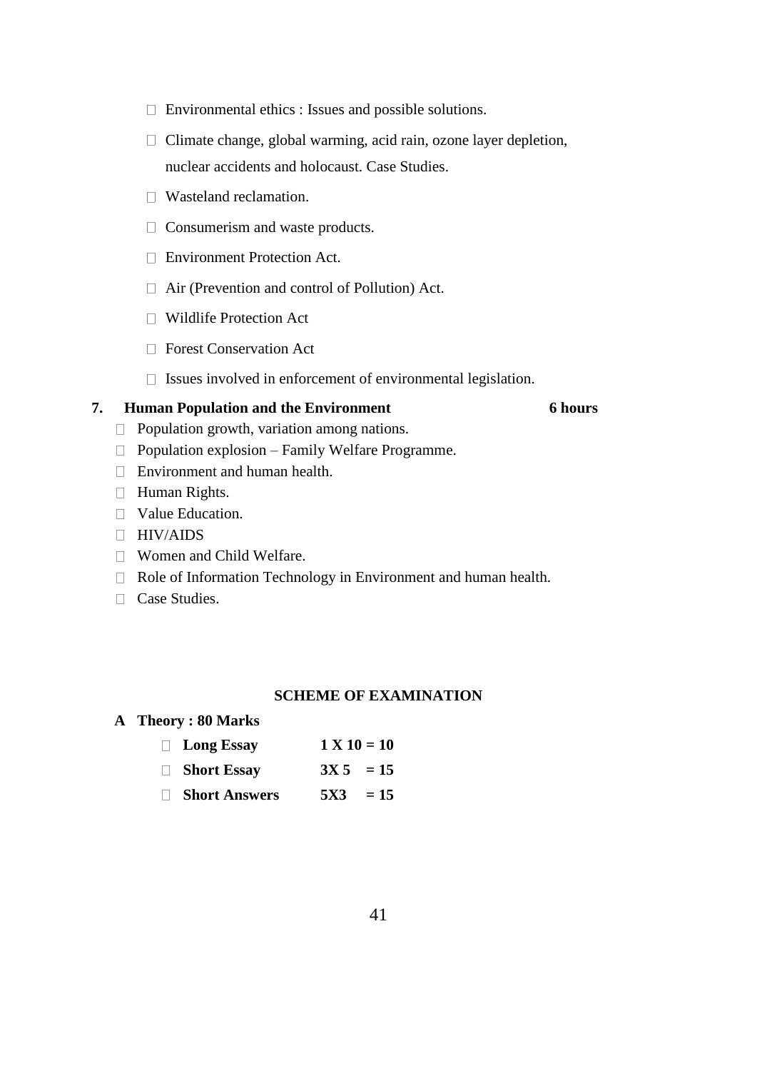- Environmental ethics : Issues and possible solutions.
- Climate change, global warming, acid rain, ozone layer depletion, nuclear accidents and holocaust. Case Studies.
- Wasteland reclamation.
- Consumerism and waste products.
- Environment Protection Act.
- Air (Prevention and control of Pollution) Act.
- Wildlife Protection Act
- Forest Conservation Act
- Issues involved in enforcement of environmental legislation.

**7. Human Population and the Environment — 6 hours**

- Population growth, variation among nations.
- Population explosion – Family Welfare Programme.
- Environment and human health.
- Human Rights.
- Value Education.
- HIV/AIDS
- Women and Child Welfare.
- Role of Information Technology in Environment and human health.
- Case Studies.

## SCHEME OF EXAMINATION

**A Theory : 80 Marks**

- **Long Essay** **1 X 10 = 10**
- **Short Essay** **3X 5 = 15**
- **Short Answers** **5X3 = 15**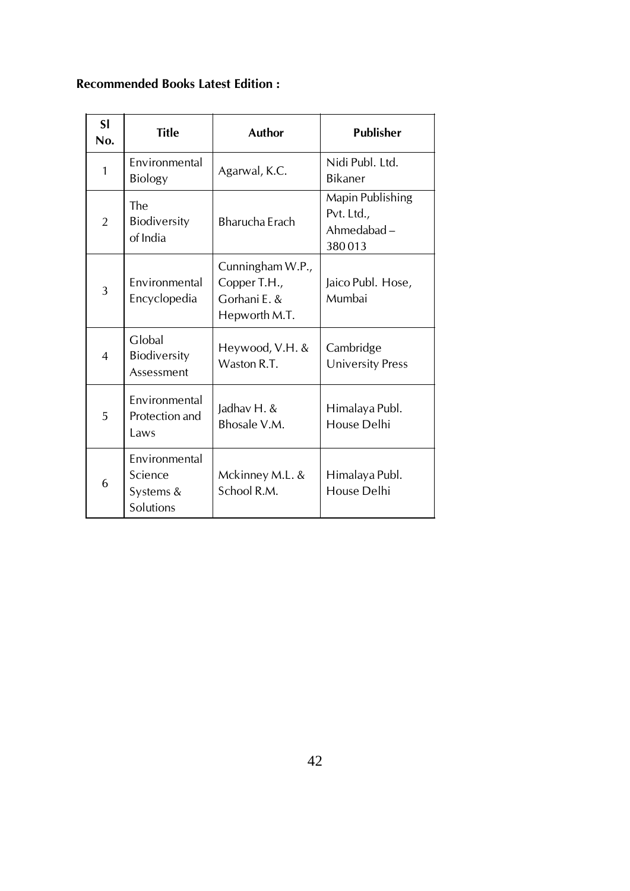**Recommended Books Latest Edition :**

| Sl No. | Title | Author | Publisher |
|---|---|---|---|
| 1 | Environmental Biology | Agarwal, K.C. | Nidi Publ. Ltd. Bikaner |
| 2 | The Biodiversity of India | Bharucha Erach | Mapin Publishing Pvt. Ltd., Ahmedabad – 380 013 |
| 3 | Environmental Encyclopedia | Cunningham W.P., Copper T.H., Gorhani E. & Hepworth M.T. | Jaico Publ. Hose, Mumbai |
| 4 | Global Biodiversity Assessment | Heywood, V.H. & Waston R.T. | Cambridge University Press |
| 5 | Environmental Protection and Laws | Jadhav H. & Bhosale V.M. | Himalaya Publ. House Delhi |
| 6 | Environmental Science Systems & Solutions | Mckinney M.L. & School R.M. | Himalaya Publ. House Delhi |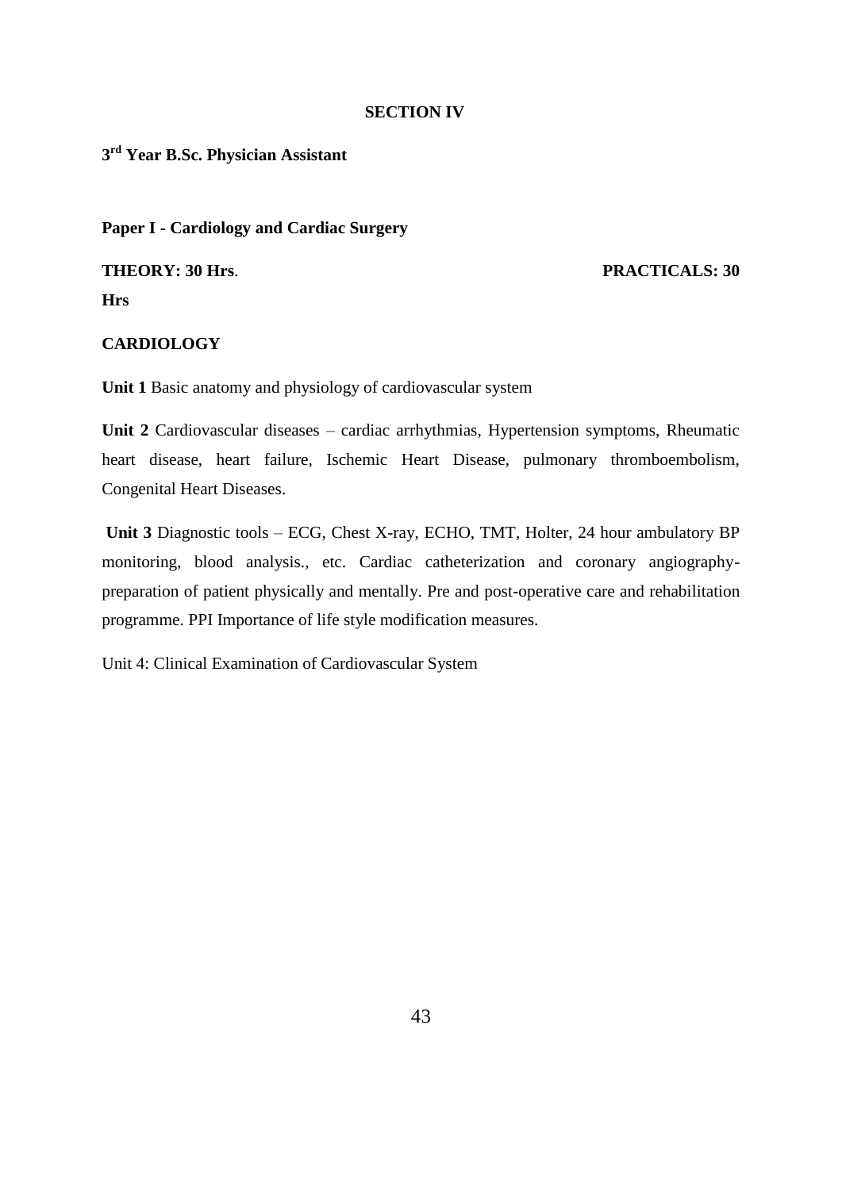## SECTION IV

**3rd Year B.Sc. Physician Assistant**

**Paper I - Cardiology and Cardiac Surgery**

**THEORY: 30 Hrs**. **PRACTICALS: 30 Hrs**

**CARDIOLOGY**

**Unit 1** Basic anatomy and physiology of cardiovascular system

**Unit 2** Cardiovascular diseases – cardiac arrhythmias, Hypertension symptoms, Rheumatic heart disease, heart failure, Ischemic Heart Disease, pulmonary thromboembolism, Congenital Heart Diseases.

**Unit 3** Diagnostic tools – ECG, Chest X-ray, ECHO, TMT, Holter, 24 hour ambulatory BP monitoring, blood analysis., etc. Cardiac catheterization and coronary angiography-preparation of patient physically and mentally. Pre and post-operative care and rehabilitation programme. PPI Importance of life style modification measures.

Unit 4: Clinical Examination of Cardiovascular System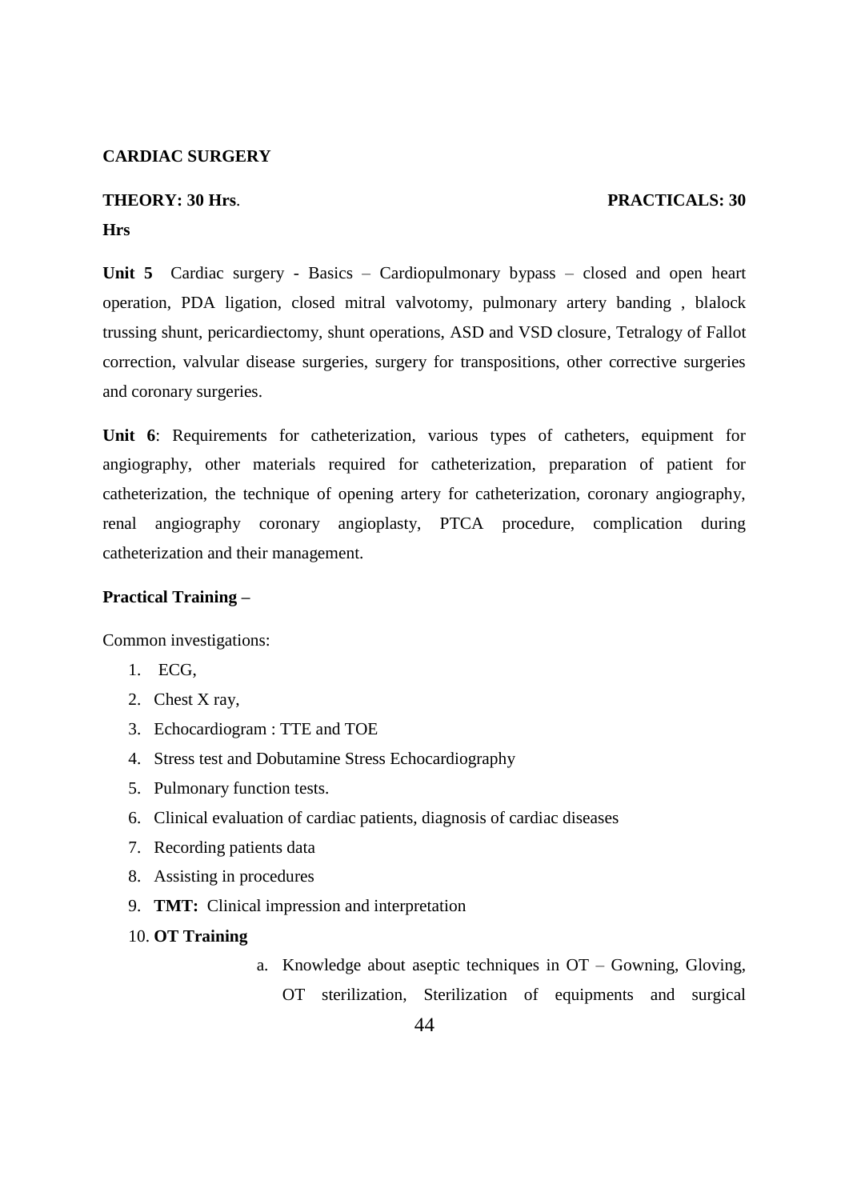**CARDIAC SURGERY**

**THEORY: 30 Hrs**. **PRACTICALS: 30 Hrs**

**Unit 5** Cardiac surgery - Basics – Cardiopulmonary bypass – closed and open heart operation, PDA ligation, closed mitral valvotomy, pulmonary artery banding , blalock trussing shunt, pericardiectomy, shunt operations, ASD and VSD closure, Tetralogy of Fallot correction, valvular disease surgeries, surgery for transpositions, other corrective surgeries and coronary surgeries.

**Unit 6**: Requirements for catheterization, various types of catheters, equipment for angiography, other materials required for catheterization, preparation of patient for catheterization, the technique of opening artery for catheterization, coronary angiography, renal angiography coronary angioplasty, PTCA procedure, complication during catheterization and their management.

**Practical Training –**

Common investigations:

1. ECG,
2. Chest X ray,
3. Echocardiogram : TTE and TOE
4. Stress test and Dobutamine Stress Echocardiography
5. Pulmonary function tests.
6. Clinical evaluation of cardiac patients, diagnosis of cardiac diseases
7. Recording patients data
8. Assisting in procedures
9. **TMT:** Clinical impression and interpretation
10. **OT Training**
    a. Knowledge about aseptic techniques in OT – Gowning, Gloving, OT sterilization, Sterilization of equipments and surgical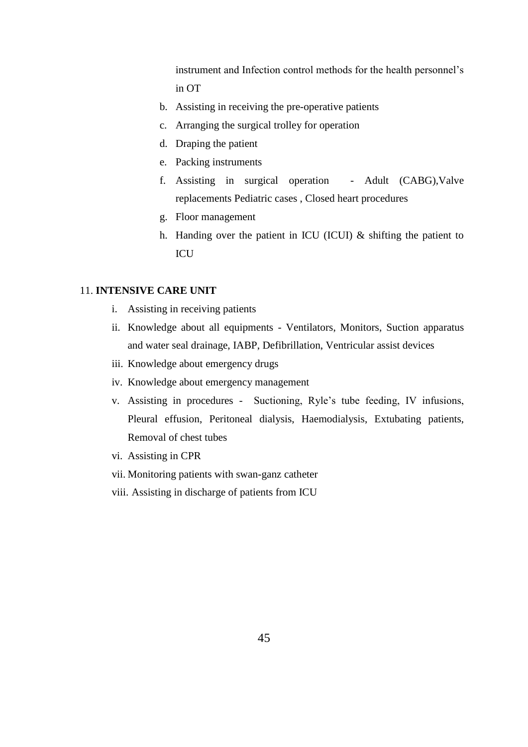instrument and Infection control methods for the health personnel's in OT

b. Assisting in receiving the pre-operative patients
c. Arranging the surgical trolley for operation
d. Draping the patient
e. Packing instruments
f. Assisting in surgical operation - Adult (CABG),Valve replacements Pediatric cases , Closed heart procedures
g. Floor management
h. Handing over the patient in ICU (ICUI) & shifting the patient to ICU

11. **INTENSIVE CARE UNIT**

i. Assisting in receiving patients
ii. Knowledge about all equipments - Ventilators, Monitors, Suction apparatus and water seal drainage, IABP, Defibrillation, Ventricular assist devices
iii. Knowledge about emergency drugs
iv. Knowledge about emergency management
v. Assisting in procedures - Suctioning, Ryle's tube feeding, IV infusions, Pleural effusion, Peritoneal dialysis, Haemodialysis, Extubating patients, Removal of chest tubes
vi. Assisting in CPR
vii. Monitoring patients with swan-ganz catheter
viii. Assisting in discharge of patients from ICU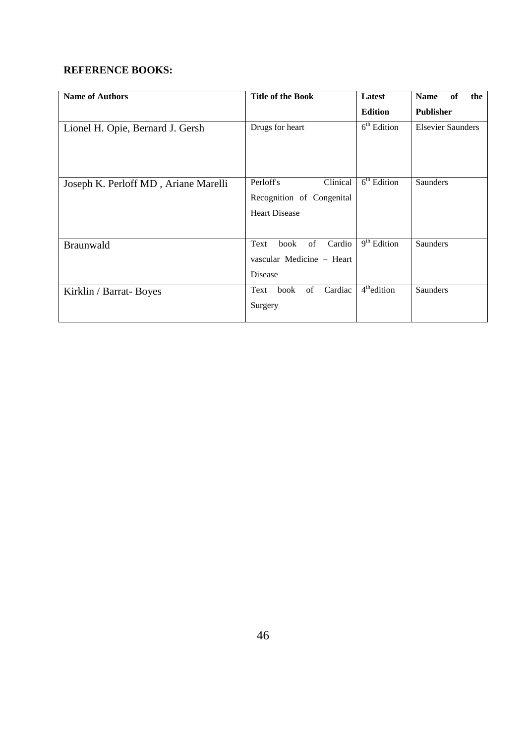**REFERENCE BOOKS:**

| Name of Authors | Title of the Book | Latest Edition | Name of the Publisher |
|---|---|---|---|
| Lionel H. Opie, Bernard J. Gersh | Drugs for heart | 6th Edition | Elsevier Saunders |
| Joseph K. Perloff MD , Ariane Marelli | Perloff's Clinical Recognition of Congenital Heart Disease | 6th Edition | Saunders |
| Braunwald | Text book of Cardio vascular Medicine – Heart Disease | 9th Edition | Saunders |
| Kirklin / Barrat- Boyes | Text book of Cardiac Surgery | 4th edition | Saunders |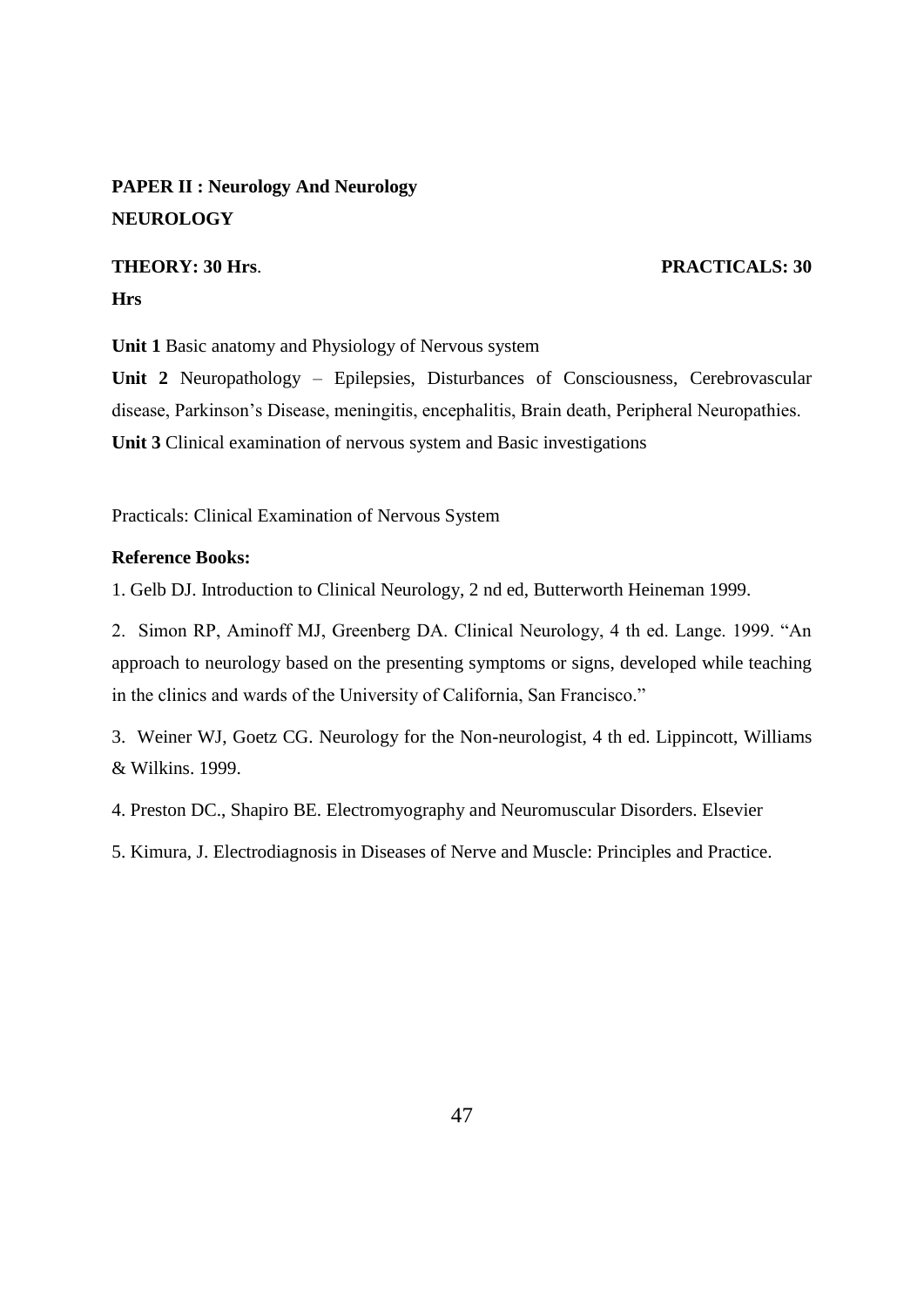**PAPER II : Neurology And Neurology**
**NEUROLOGY**

**THEORY: 30 Hrs**. **PRACTICALS: 30 Hrs**

**Unit 1** Basic anatomy and Physiology of Nervous system

**Unit 2** Neuropathology – Epilepsies, Disturbances of Consciousness, Cerebrovascular disease, Parkinson's Disease, meningitis, encephalitis, Brain death, Peripheral Neuropathies.

**Unit 3** Clinical examination of nervous system and Basic investigations

Practicals: Clinical Examination of Nervous System

**Reference Books:**

1. Gelb DJ. Introduction to Clinical Neurology, 2 nd ed, Butterworth Heineman 1999.

2. Simon RP, Aminoff MJ, Greenberg DA. Clinical Neurology, 4 th ed. Lange. 1999. "An approach to neurology based on the presenting symptoms or signs, developed while teaching in the clinics and wards of the University of California, San Francisco."

3. Weiner WJ, Goetz CG. Neurology for the Non-neurologist, 4 th ed. Lippincott, Williams & Wilkins. 1999.

4. Preston DC., Shapiro BE. Electromyography and Neuromuscular Disorders. Elsevier

5. Kimura, J. Electrodiagnosis in Diseases of Nerve and Muscle: Principles and Practice.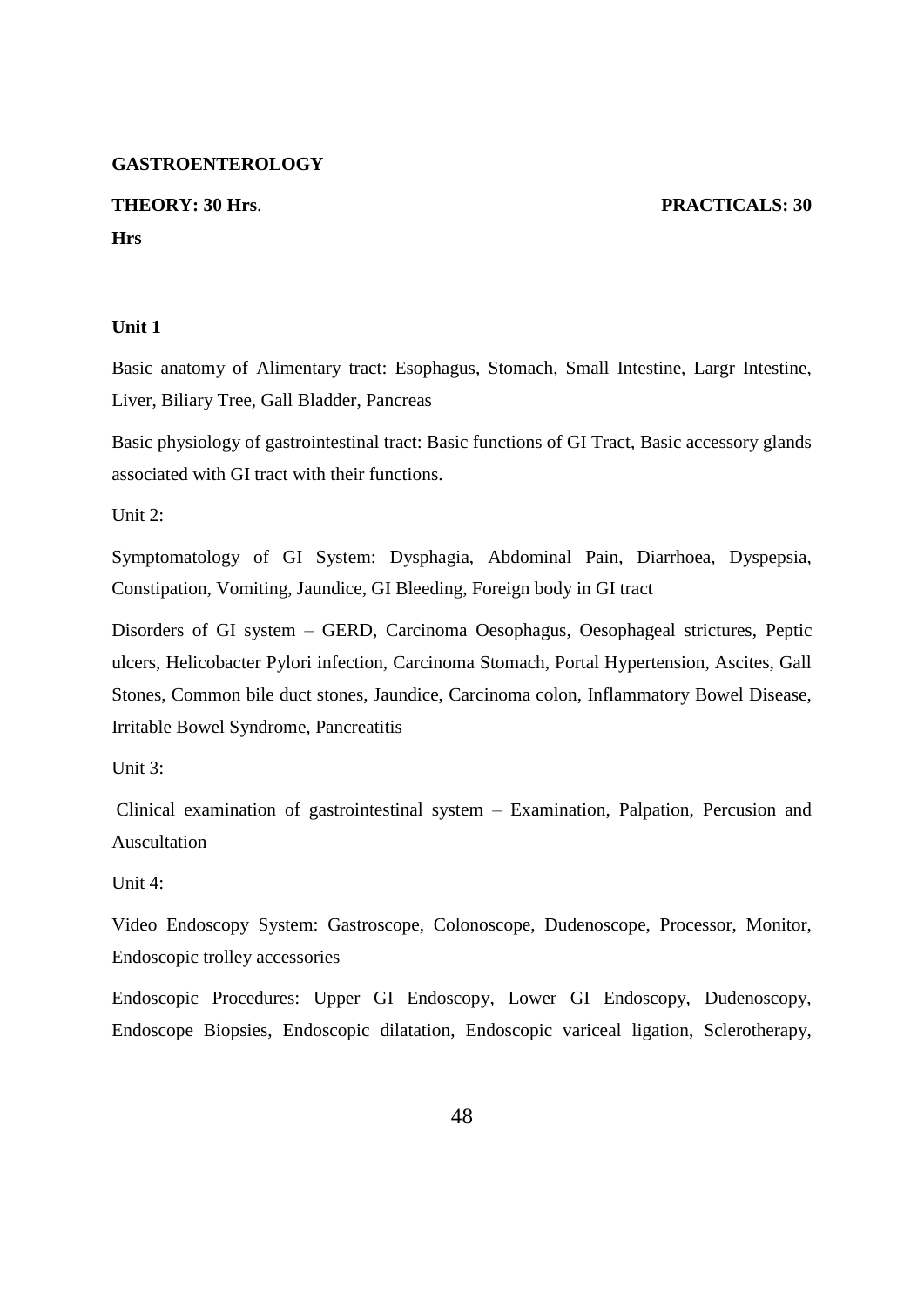**GASTROENTEROLOGY**

**THEORY: 30 Hrs**. **PRACTICALS: 30 Hrs**

**Unit 1**

Basic anatomy of Alimentary tract: Esophagus, Stomach, Small Intestine, Largr Intestine, Liver, Biliary Tree, Gall Bladder, Pancreas

Basic physiology of gastrointestinal tract: Basic functions of GI Tract, Basic accessory glands associated with GI tract with their functions.

Unit 2:

Symptomatology of GI System: Dysphagia, Abdominal Pain, Diarrhoea, Dyspepsia, Constipation, Vomiting, Jaundice, GI Bleeding, Foreign body in GI tract

Disorders of GI system – GERD, Carcinoma Oesophagus, Oesophageal strictures, Peptic ulcers, Helicobacter Pylori infection, Carcinoma Stomach, Portal Hypertension, Ascites, Gall Stones, Common bile duct stones, Jaundice, Carcinoma colon, Inflammatory Bowel Disease, Irritable Bowel Syndrome, Pancreatitis

Unit 3:

Clinical examination of gastrointestinal system – Examination, Palpation, Percusion and Auscultation

Unit 4:

Video Endoscopy System: Gastroscope, Colonoscope, Dudenoscope, Processor, Monitor, Endoscopic trolley accessories

Endoscopic Procedures: Upper GI Endoscopy, Lower GI Endoscopy, Dudenoscopy, Endoscope Biopsies, Endoscopic dilatation, Endoscopic variceal ligation, Sclerotherapy,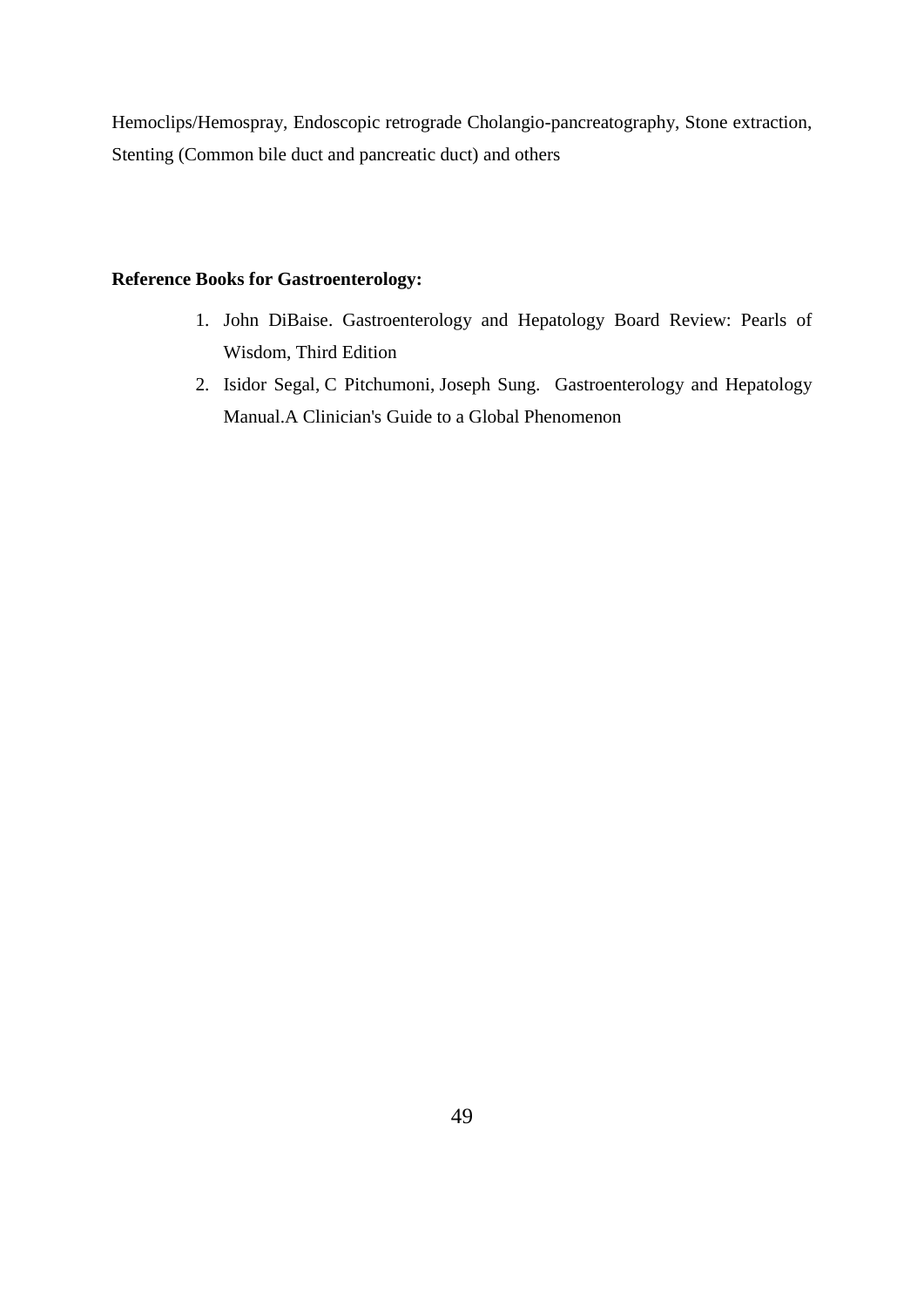Hemoclips/Hemospray, Endoscopic retrograde Cholangio-pancreatography, Stone extraction, Stenting (Common bile duct and pancreatic duct) and others

**Reference Books for Gastroenterology:**

1. John DiBaise. Gastroenterology and Hepatology Board Review: Pearls of Wisdom, Third Edition
2. Isidor Segal, C Pitchumoni, Joseph Sung. Gastroenterology and Hepatology Manual.A Clinician's Guide to a Global Phenomenon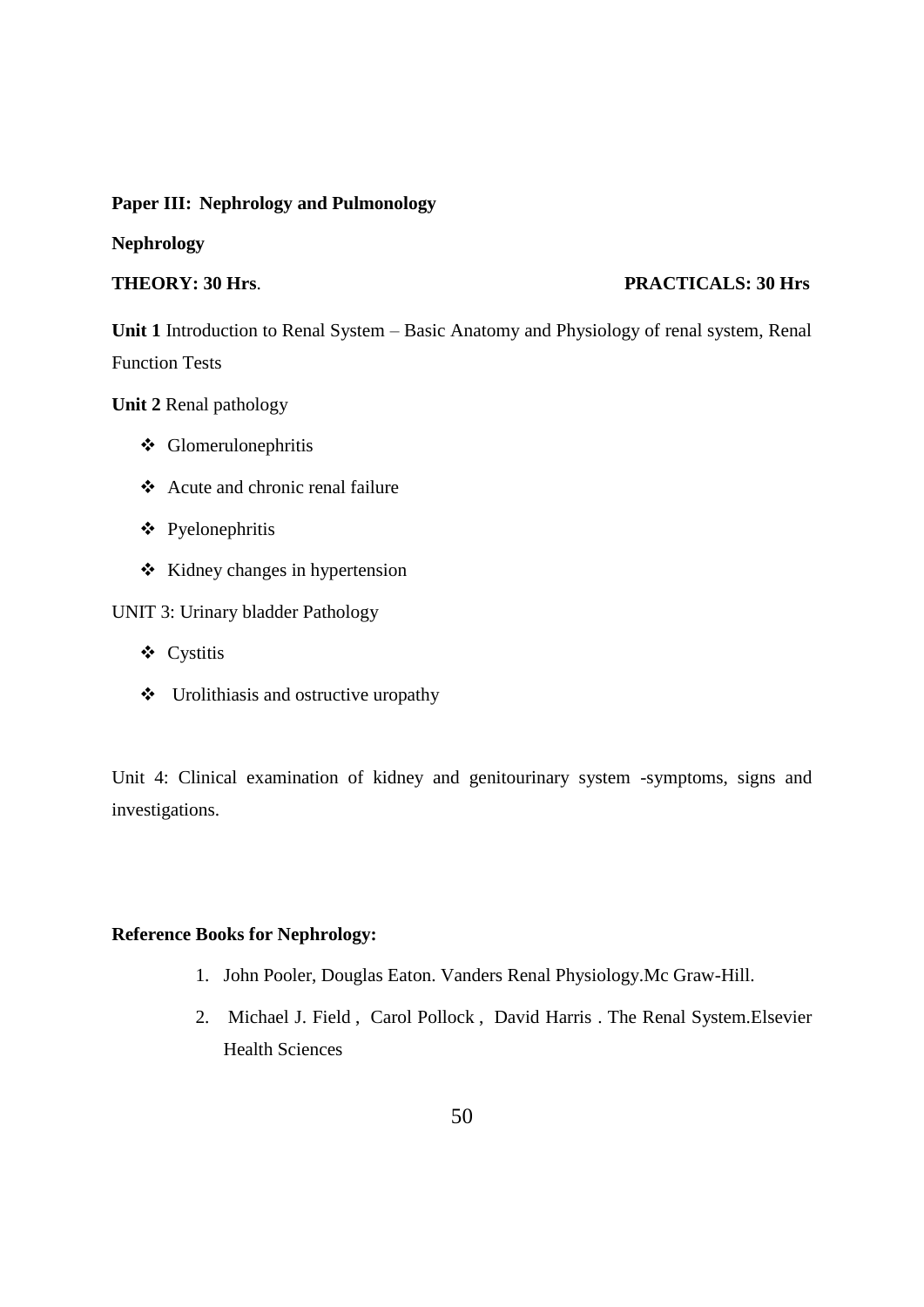**Paper III: Nephrology and Pulmonology**

**Nephrology**

**THEORY: 30 Hrs**. **PRACTICALS: 30 Hrs**

**Unit 1** Introduction to Renal System – Basic Anatomy and Physiology of renal system, Renal Function Tests

**Unit 2** Renal pathology

- ❖ Glomerulonephritis
- ❖ Acute and chronic renal failure
- ❖ Pyelonephritis
- ❖ Kidney changes in hypertension

UNIT 3: Urinary bladder Pathology

- ❖ Cystitis
- ❖ Urolithiasis and ostructive uropathy

Unit 4: Clinical examination of kidney and genitourinary system -symptoms, signs and investigations.

**Reference Books for Nephrology:**

1. John Pooler, Douglas Eaton. Vanders Renal Physiology.Mc Graw-Hill.
2. Michael J. Field , Carol Pollock , David Harris . The Renal System.Elsevier Health Sciences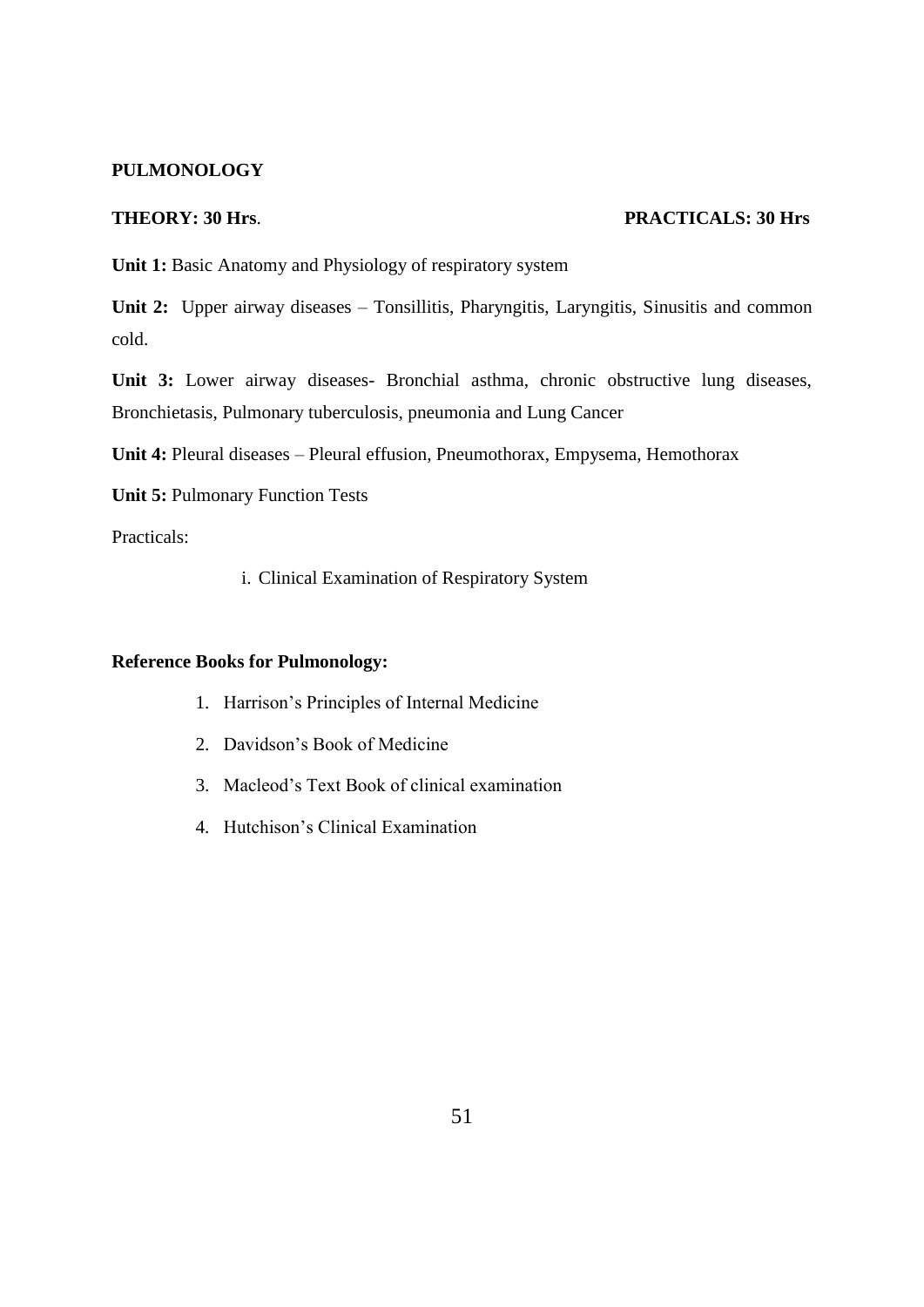## PULMONOLOGY

**THEORY: 30 Hrs**. **PRACTICALS: 30 Hrs**

**Unit 1:** Basic Anatomy and Physiology of respiratory system

**Unit 2:** Upper airway diseases – Tonsillitis, Pharyngitis, Laryngitis, Sinusitis and common cold.

**Unit 3:** Lower airway diseases- Bronchial asthma, chronic obstructive lung diseases, Bronchietasis, Pulmonary tuberculosis, pneumonia and Lung Cancer

**Unit 4:** Pleural diseases – Pleural effusion, Pneumothorax, Empysema, Hemothorax

**Unit 5:** Pulmonary Function Tests

Practicals:

i. Clinical Examination of Respiratory System

**Reference Books for Pulmonology:**

1. Harrison's Principles of Internal Medicine
2. Davidson's Book of Medicine
3. Macleod's Text Book of clinical examination
4. Hutchison's Clinical Examination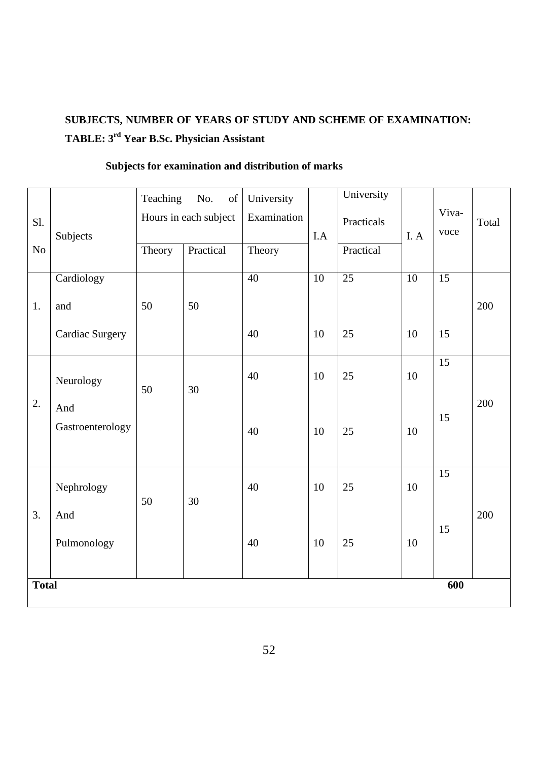**SUBJECTS, NUMBER OF YEARS OF STUDY AND SCHEME OF EXAMINATION:**

**TABLE: 3rd Year B.Sc. Physician Assistant**

**Subjects for examination and distribution of marks**

| Sl. No | Subjects | Teaching No. of Hours in each subject | | University Examination | I.A | University Practicals | I. A | Viva-voce | Total |
|---|---|---|---|---|---|---|---|---|---|
| | | Theory | Practical | Theory | | Practical | | | |
| 1. | Cardiology and Cardiac Surgery | 50 | 50 | 40 | 10 | 25 | 10 | 15 | 200 |
| | | | | 40 | 10 | 25 | 10 | 15 | |
| 2. | Neurology And Gastroenterology | 50 | 30 | 40 | 10 | 25 | 10 | 15 | 200 |
| | | | | 40 | 10 | 25 | 10 | 15 | |
| 3. | Nephrology And Pulmonology | 50 | 30 | 40 | 10 | 25 | 10 | 15 | 200 |
| | | | | 40 | 10 | 25 | 10 | 15 | |
| **Total** | | | | | | | | **600** | |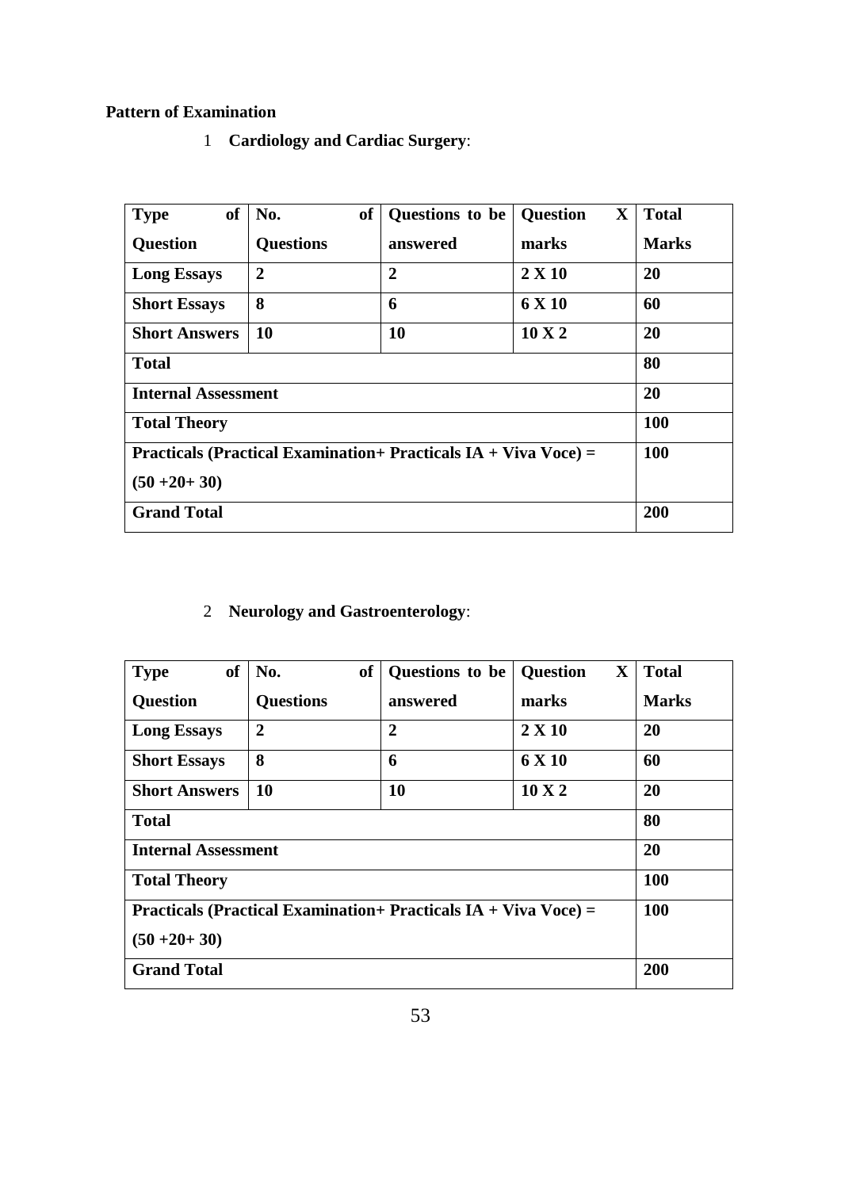**Pattern of Examination**

1 **Cardiology and Cardiac Surgery**:

| Type of Question | No. of Questions | Questions to be answered | Question X marks | Total Marks |
|---|---|---|---|---|
| **Long Essays** | **2** | **2** | **2 X 10** | **20** |
| **Short Essays** | **8** | **6** | **6 X 10** | **60** |
| **Short Answers** | **10** | **10** | **10 X 2** | **20** |
| **Total** | | | | **80** |
| **Internal Assessment** | | | | **20** |
| **Total Theory** | | | | **100** |
| **Practicals (Practical Examination+ Practicals IA + Viva Voce) = (50 +20+ 30)** | | | | **100** |
| **Grand Total** | | | | **200** |

2 **Neurology and Gastroenterology**:

| Type of Question | No. of Questions | Questions to be answered | Question X marks | Total Marks |
|---|---|---|---|---|
| **Long Essays** | **2** | **2** | **2 X 10** | **20** |
| **Short Essays** | **8** | **6** | **6 X 10** | **60** |
| **Short Answers** | **10** | **10** | **10 X 2** | **20** |
| **Total** | | | | **80** |
| **Internal Assessment** | | | | **20** |
| **Total Theory** | | | | **100** |
| **Practicals (Practical Examination+ Practicals IA + Viva Voce) = (50 +20+ 30)** | | | | **100** |
| **Grand Total** | | | | **200** |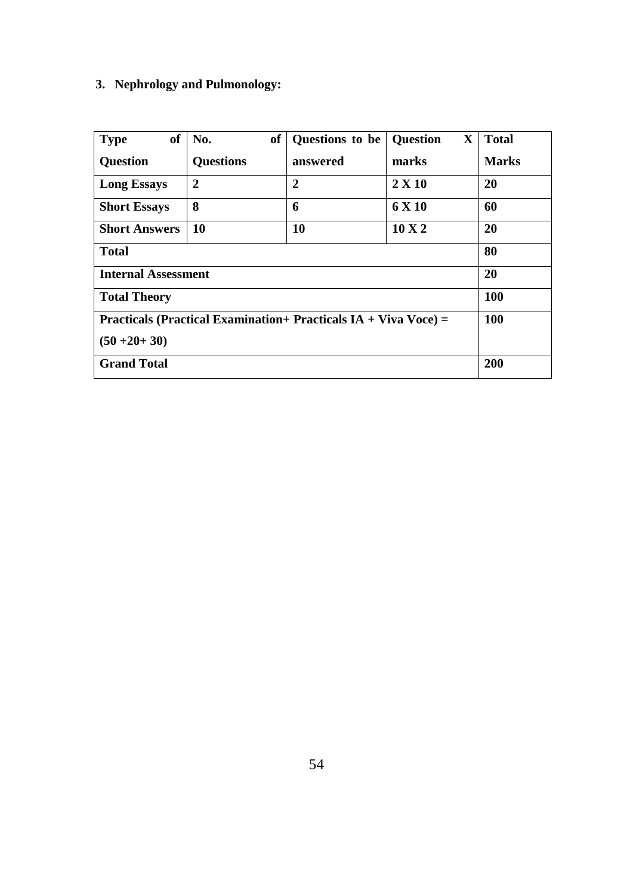### 3. Nephrology and Pulmonology:

| Type of Question | No. of Questions | Questions to be answered | Question X marks | Total Marks |
|---|---|---|---|---|
| **Long Essays** | **2** | **2** | **2 X 10** | **20** |
| **Short Essays** | **8** | **6** | **6 X 10** | **60** |
| **Short Answers** | **10** | **10** | **10 X 2** | **20** |
| **Total** | | | | **80** |
| **Internal Assessment** | | | | **20** |
| **Total Theory** | | | | **100** |
| **Practicals (Practical Examination+ Practicals IA + Viva Voce) = (50 +20+ 30)** | | | | **100** |
| **Grand Total** | | | | **200** |